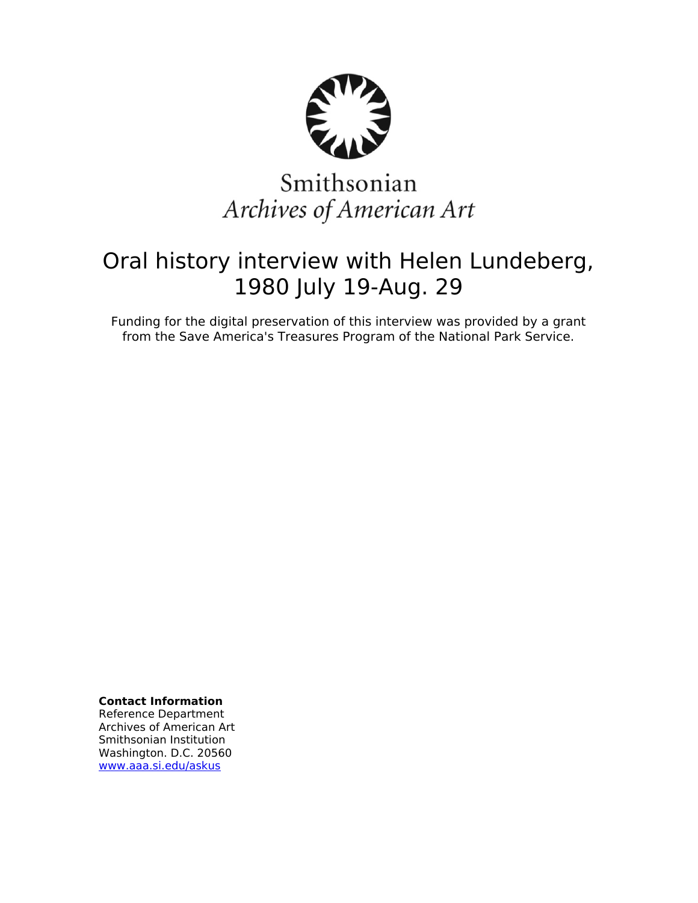Smithsonian
*Archives of American Art*

# Oral history interview with Helen Lundeberg, 1980 July 19-Aug. 29

Funding for the digital preservation of this interview was provided by a grant from the Save America's Treasures Program of the National Park Service.

**Contact Information**
Reference Department
Archives of American Art
Smithsonian Institution
Washington. D.C. 20560
www.aaa.si.edu/askus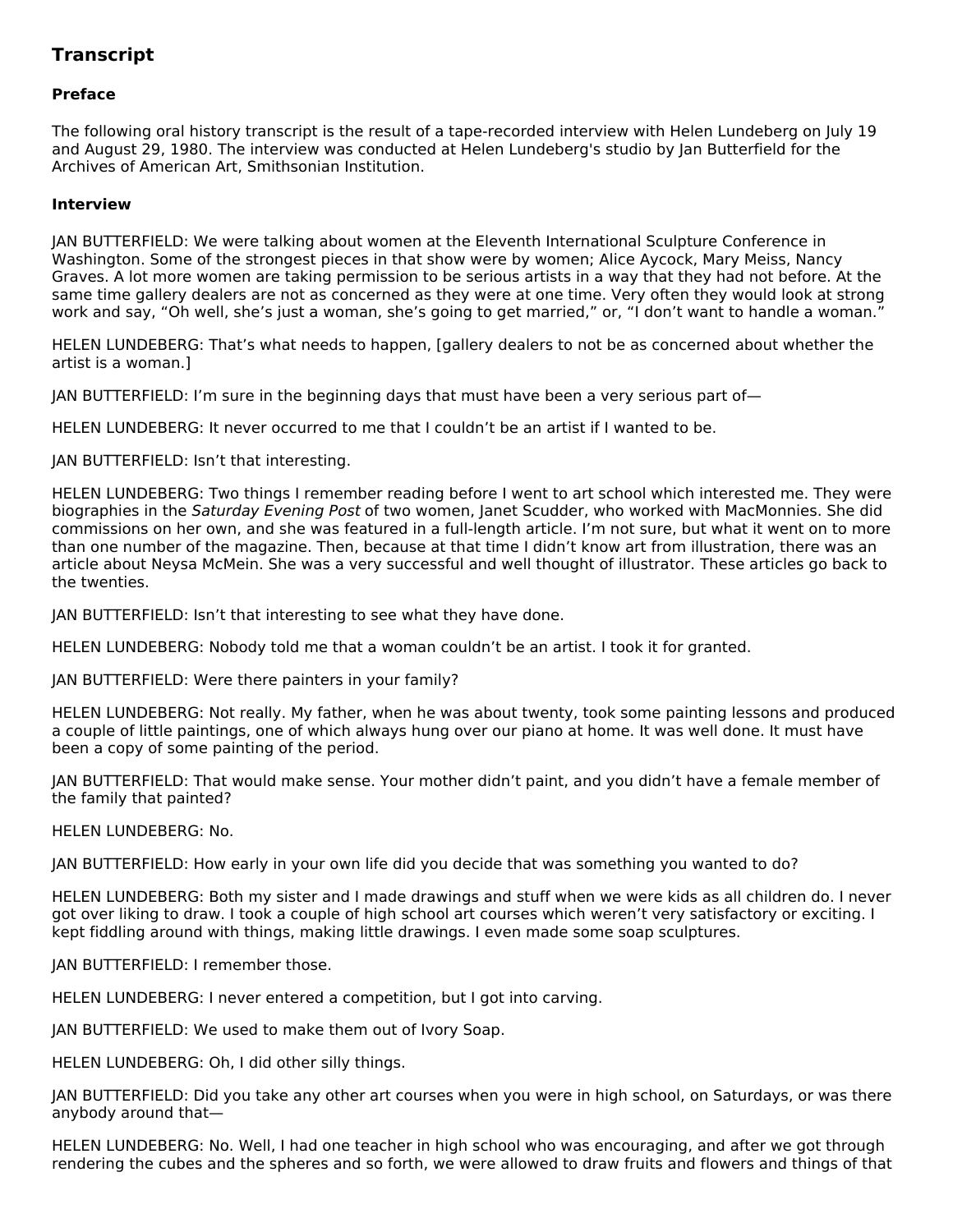## Transcript

### Preface

The following oral history transcript is the result of a tape-recorded interview with Helen Lundeberg on July 19 and August 29, 1980. The interview was conducted at Helen Lundeberg's studio by Jan Butterfield for the Archives of American Art, Smithsonian Institution.

### Interview

JAN BUTTERFIELD: We were talking about women at the Eleventh International Sculpture Conference in Washington. Some of the strongest pieces in that show were by women; Alice Aycock, Mary Meiss, Nancy Graves. A lot more women are taking permission to be serious artists in a way that they had not before. At the same time gallery dealers are not as concerned as they were at one time. Very often they would look at strong work and say, "Oh well, she's just a woman, she's going to get married," or, "I don't want to handle a woman."

HELEN LUNDEBERG: That's what needs to happen, [gallery dealers to not be as concerned about whether the artist is a woman.]

JAN BUTTERFIELD: I'm sure in the beginning days that must have been a very serious part of—

HELEN LUNDEBERG: It never occurred to me that I couldn't be an artist if I wanted to be.

JAN BUTTERFIELD: Isn't that interesting.

HELEN LUNDEBERG: Two things I remember reading before I went to art school which interested me. They were biographies in the *Saturday Evening Post* of two women, Janet Scudder, who worked with MacMonnies. She did commissions on her own, and she was featured in a full-length article. I'm not sure, but what it went on to more than one number of the magazine. Then, because at that time I didn't know art from illustration, there was an article about Neysa McMein. She was a very successful and well thought of illustrator. These articles go back to the twenties.

JAN BUTTERFIELD: Isn't that interesting to see what they have done.

HELEN LUNDEBERG: Nobody told me that a woman couldn't be an artist. I took it for granted.

JAN BUTTERFIELD: Were there painters in your family?

HELEN LUNDEBERG: Not really. My father, when he was about twenty, took some painting lessons and produced a couple of little paintings, one of which always hung over our piano at home. It was well done. It must have been a copy of some painting of the period.

JAN BUTTERFIELD: That would make sense. Your mother didn't paint, and you didn't have a female member of the family that painted?

HELEN LUNDEBERG: No.

JAN BUTTERFIELD: How early in your own life did you decide that was something you wanted to do?

HELEN LUNDEBERG: Both my sister and I made drawings and stuff when we were kids as all children do. I never got over liking to draw. I took a couple of high school art courses which weren't very satisfactory or exciting. I kept fiddling around with things, making little drawings. I even made some soap sculptures.

JAN BUTTERFIELD: I remember those.

HELEN LUNDEBERG: I never entered a competition, but I got into carving.

JAN BUTTERFIELD: We used to make them out of Ivory Soap.

HELEN LUNDEBERG: Oh, I did other silly things.

JAN BUTTERFIELD: Did you take any other art courses when you were in high school, on Saturdays, or was there anybody around that—

HELEN LUNDEBERG: No. Well, I had one teacher in high school who was encouraging, and after we got through rendering the cubes and the spheres and so forth, we were allowed to draw fruits and flowers and things of that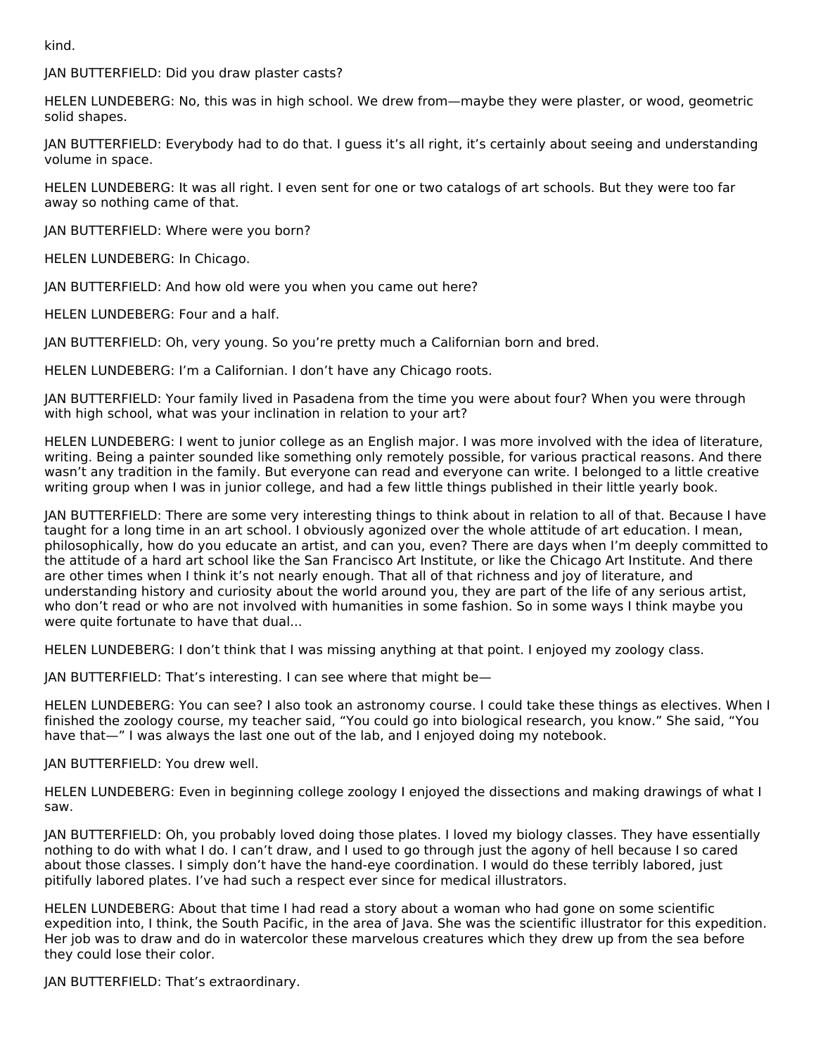kind.

JAN BUTTERFIELD: Did you draw plaster casts?

HELEN LUNDEBERG: No, this was in high school. We drew from—maybe they were plaster, or wood, geometric solid shapes.

JAN BUTTERFIELD: Everybody had to do that. I guess it's all right, it's certainly about seeing and understanding volume in space.

HELEN LUNDEBERG: It was all right. I even sent for one or two catalogs of art schools. But they were too far away so nothing came of that.

JAN BUTTERFIELD: Where were you born?

HELEN LUNDEBERG: In Chicago.

JAN BUTTERFIELD: And how old were you when you came out here?

HELEN LUNDEBERG: Four and a half.

JAN BUTTERFIELD: Oh, very young. So you're pretty much a Californian born and bred.

HELEN LUNDEBERG: I'm a Californian. I don't have any Chicago roots.

JAN BUTTERFIELD: Your family lived in Pasadena from the time you were about four? When you were through with high school, what was your inclination in relation to your art?

HELEN LUNDEBERG: I went to junior college as an English major. I was more involved with the idea of literature, writing. Being a painter sounded like something only remotely possible, for various practical reasons. And there wasn't any tradition in the family. But everyone can read and everyone can write. I belonged to a little creative writing group when I was in junior college, and had a few little things published in their little yearly book.

JAN BUTTERFIELD: There are some very interesting things to think about in relation to all of that. Because I have taught for a long time in an art school. I obviously agonized over the whole attitude of art education. I mean, philosophically, how do you educate an artist, and can you, even? There are days when I'm deeply committed to the attitude of a hard art school like the San Francisco Art Institute, or like the Chicago Art Institute. And there are other times when I think it's not nearly enough. That all of that richness and joy of literature, and understanding history and curiosity about the world around you, they are part of the life of any serious artist, who don't read or who are not involved with humanities in some fashion. So in some ways I think maybe you were quite fortunate to have that dual...

HELEN LUNDEBERG: I don't think that I was missing anything at that point. I enjoyed my zoology class.

JAN BUTTERFIELD: That's interesting. I can see where that might be—

HELEN LUNDEBERG: You can see? I also took an astronomy course. I could take these things as electives. When I finished the zoology course, my teacher said, "You could go into biological research, you know." She said, "You have that—" I was always the last one out of the lab, and I enjoyed doing my notebook.

JAN BUTTERFIELD: You drew well.

HELEN LUNDEBERG: Even in beginning college zoology I enjoyed the dissections and making drawings of what I saw.

JAN BUTTERFIELD: Oh, you probably loved doing those plates. I loved my biology classes. They have essentially nothing to do with what I do. I can't draw, and I used to go through just the agony of hell because I so cared about those classes. I simply don't have the hand-eye coordination. I would do these terribly labored, just pitifully labored plates. I've had such a respect ever since for medical illustrators.

HELEN LUNDEBERG: About that time I had read a story about a woman who had gone on some scientific expedition into, I think, the South Pacific, in the area of Java. She was the scientific illustrator for this expedition. Her job was to draw and do in watercolor these marvelous creatures which they drew up from the sea before they could lose their color.

JAN BUTTERFIELD: That's extraordinary.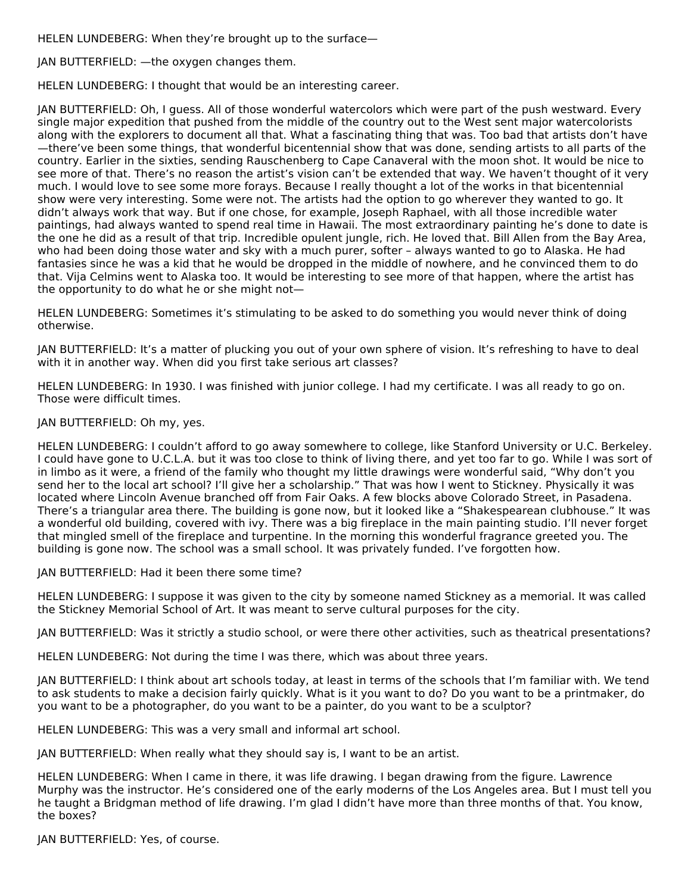HELEN LUNDEBERG: When they're brought up to the surface—

JAN BUTTERFIELD: —the oxygen changes them.

HELEN LUNDEBERG: I thought that would be an interesting career.

JAN BUTTERFIELD: Oh, I guess. All of those wonderful watercolors which were part of the push westward. Every single major expedition that pushed from the middle of the country out to the West sent major watercolorists along with the explorers to document all that. What a fascinating thing that was. Too bad that artists don't have —there've been some things, that wonderful bicentennial show that was done, sending artists to all parts of the country. Earlier in the sixties, sending Rauschenberg to Cape Canaveral with the moon shot. It would be nice to see more of that. There's no reason the artist's vision can't be extended that way. We haven't thought of it very much. I would love to see some more forays. Because I really thought a lot of the works in that bicentennial show were very interesting. Some were not. The artists had the option to go wherever they wanted to go. It didn't always work that way. But if one chose, for example, Joseph Raphael, with all those incredible water paintings, had always wanted to spend real time in Hawaii. The most extraordinary painting he's done to date is the one he did as a result of that trip. Incredible opulent jungle, rich. He loved that. Bill Allen from the Bay Area, who had been doing those water and sky with a much purer, softer – always wanted to go to Alaska. He had fantasies since he was a kid that he would be dropped in the middle of nowhere, and he convinced them to do that. Vija Celmins went to Alaska too. It would be interesting to see more of that happen, where the artist has the opportunity to do what he or she might not—

HELEN LUNDEBERG: Sometimes it's stimulating to be asked to do something you would never think of doing otherwise.

JAN BUTTERFIELD: It's a matter of plucking you out of your own sphere of vision. It's refreshing to have to deal with it in another way. When did you first take serious art classes?

HELEN LUNDEBERG: In 1930. I was finished with junior college. I had my certificate. I was all ready to go on. Those were difficult times.

JAN BUTTERFIELD: Oh my, yes.

HELEN LUNDEBERG: I couldn't afford to go away somewhere to college, like Stanford University or U.C. Berkeley. I could have gone to U.C.L.A. but it was too close to think of living there, and yet too far to go. While I was sort of in limbo as it were, a friend of the family who thought my little drawings were wonderful said, "Why don't you send her to the local art school? I'll give her a scholarship." That was how I went to Stickney. Physically it was located where Lincoln Avenue branched off from Fair Oaks. A few blocks above Colorado Street, in Pasadena. There's a triangular area there. The building is gone now, but it looked like a "Shakespearean clubhouse." It was a wonderful old building, covered with ivy. There was a big fireplace in the main painting studio. I'll never forget that mingled smell of the fireplace and turpentine. In the morning this wonderful fragrance greeted you. The building is gone now. The school was a small school. It was privately funded. I've forgotten how.

JAN BUTTERFIELD: Had it been there some time?

HELEN LUNDEBERG: I suppose it was given to the city by someone named Stickney as a memorial. It was called the Stickney Memorial School of Art. It was meant to serve cultural purposes for the city.

JAN BUTTERFIELD: Was it strictly a studio school, or were there other activities, such as theatrical presentations?

HELEN LUNDEBERG: Not during the time I was there, which was about three years.

JAN BUTTERFIELD: I think about art schools today, at least in terms of the schools that I'm familiar with. We tend to ask students to make a decision fairly quickly. What is it you want to do? Do you want to be a printmaker, do you want to be a photographer, do you want to be a painter, do you want to be a sculptor?

HELEN LUNDEBERG: This was a very small and informal art school.

JAN BUTTERFIELD: When really what they should say is, I want to be an artist.

HELEN LUNDEBERG: When I came in there, it was life drawing. I began drawing from the figure. Lawrence Murphy was the instructor. He's considered one of the early moderns out of the Los Angeles area. But I must tell you he taught a Bridgman method of life drawing. I'm glad I didn't have more than three months of that. You know, the boxes?

JAN BUTTERFIELD: Yes, of course.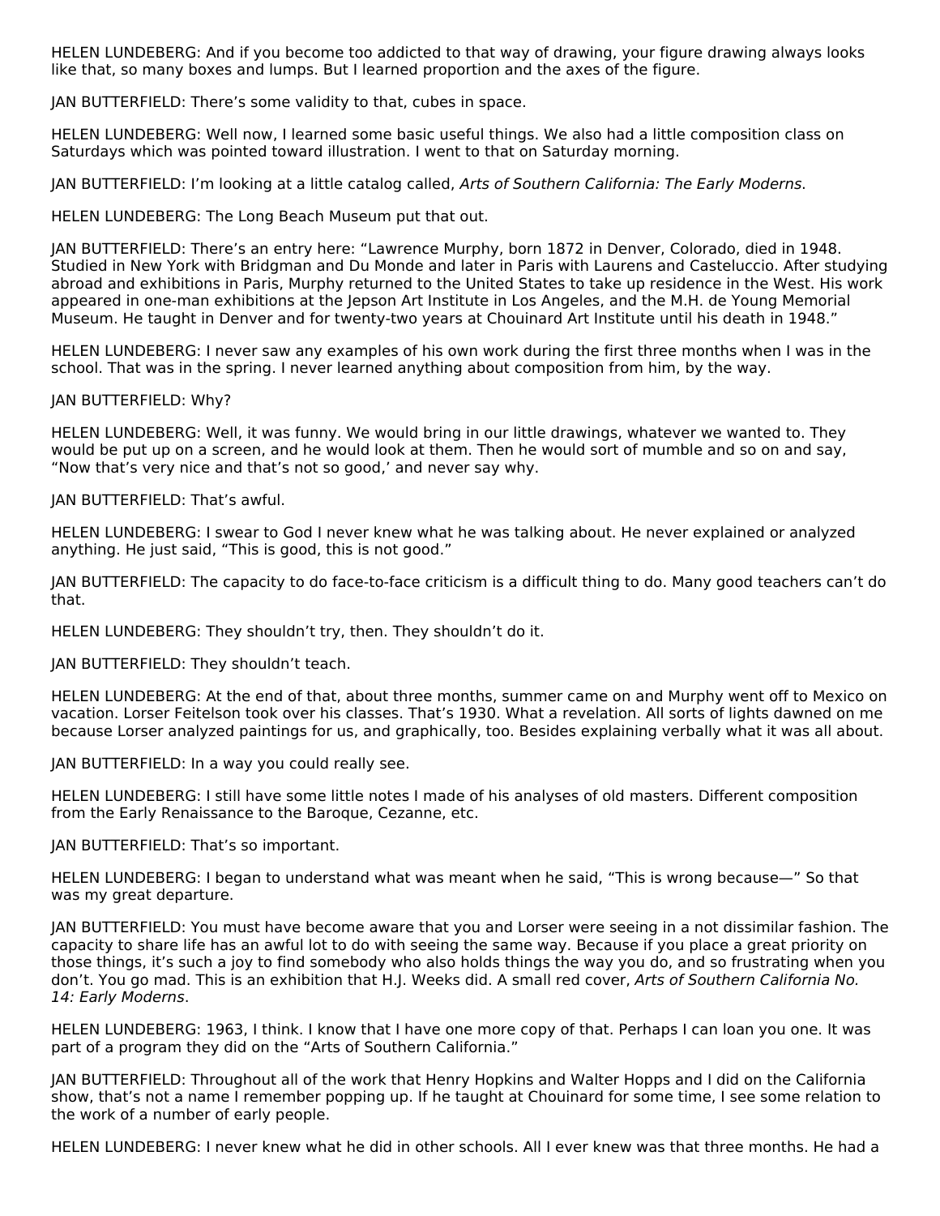HELEN LUNDEBERG: And if you become too addicted to that way of drawing, your figure drawing always looks like that, so many boxes and lumps. But I learned proportion and the axes of the figure.

JAN BUTTERFIELD: There's some validity to that, cubes in space.

HELEN LUNDEBERG: Well now, I learned some basic useful things. We also had a little composition class on Saturdays which was pointed toward illustration. I went to that on Saturday morning.

JAN BUTTERFIELD: I'm looking at a little catalog called, *Arts of Southern California: The Early Moderns*.

HELEN LUNDEBERG: The Long Beach Museum put that out.

JAN BUTTERFIELD: There's an entry here: "Lawrence Murphy, born 1872 in Denver, Colorado, died in 1948. Studied in New York with Bridgman and Du Monde and later in Paris with Laurens and Casteluccio. After studying abroad and exhibitions in Paris, Murphy returned to the United States to take up residence in the West. His work appeared in one-man exhibitions at the Jepson Art Institute in Los Angeles, and the M.H. de Young Memorial Museum. He taught in Denver and for twenty-two years at Chouinard Art Institute until his death in 1948."

HELEN LUNDEBERG: I never saw any examples of his own work during the first three months when I was in the school. That was in the spring. I never learned anything about composition from him, by the way.

JAN BUTTERFIELD: Why?

HELEN LUNDEBERG: Well, it was funny. We would bring in our little drawings, whatever we wanted to. They would be put up on a screen, and he would look at them. Then he would sort of mumble and so on and say, "Now that's very nice and that's not so good,' and never say why.

JAN BUTTERFIELD: That's awful.

HELEN LUNDEBERG: I swear to God I never knew what he was talking about. He never explained or analyzed anything. He just said, "This is good, this is not good."

JAN BUTTERFIELD: The capacity to do face-to-face criticism is a difficult thing to do. Many good teachers can't do that.

HELEN LUNDEBERG: They shouldn't try, then. They shouldn't do it.

JAN BUTTERFIELD: They shouldn't teach.

HELEN LUNDEBERG: At the end of that, about three months, summer came on and Murphy went off to Mexico on vacation. Lorser Feitelson took over his classes. That's 1930. What a revelation. All sorts of lights dawned on me because Lorser analyzed paintings for us, and graphically, too. Besides explaining verbally what it was all about.

JAN BUTTERFIELD: In a way you could really see.

HELEN LUNDEBERG: I still have some little notes I made of his analyses of old masters. Different composition from the Early Renaissance to the Baroque, Cezanne, etc.

JAN BUTTERFIELD: That's so important.

HELEN LUNDEBERG: I began to understand what was meant when he said, "This is wrong because—" So that was my great departure.

JAN BUTTERFIELD: You must have become aware that you and Lorser were seeing in a not dissimilar fashion. The capacity to share life has an awful lot to do with seeing the same way. Because if you place a great priority on those things, it's such a joy to find somebody who also holds things the way you do, and so frustrating when you don't. You go mad. This is an exhibition that H.J. Weeks did. A small red cover, *Arts of Southern California No. 14: Early Moderns*.

HELEN LUNDEBERG: 1963, I think. I know that I have one more copy of that. Perhaps I can loan you one. It was part of a program they did on the "Arts of Southern California."

JAN BUTTERFIELD: Throughout all of the work that Henry Hopkins and Walter Hopps and I did on the California show, that's not a name I remember popping up. If he taught at Chouinard for some time, I see some relation to the work of a number of early people.

HELEN LUNDEBERG: I never knew what he did in other schools. All I ever knew was that three months. He had a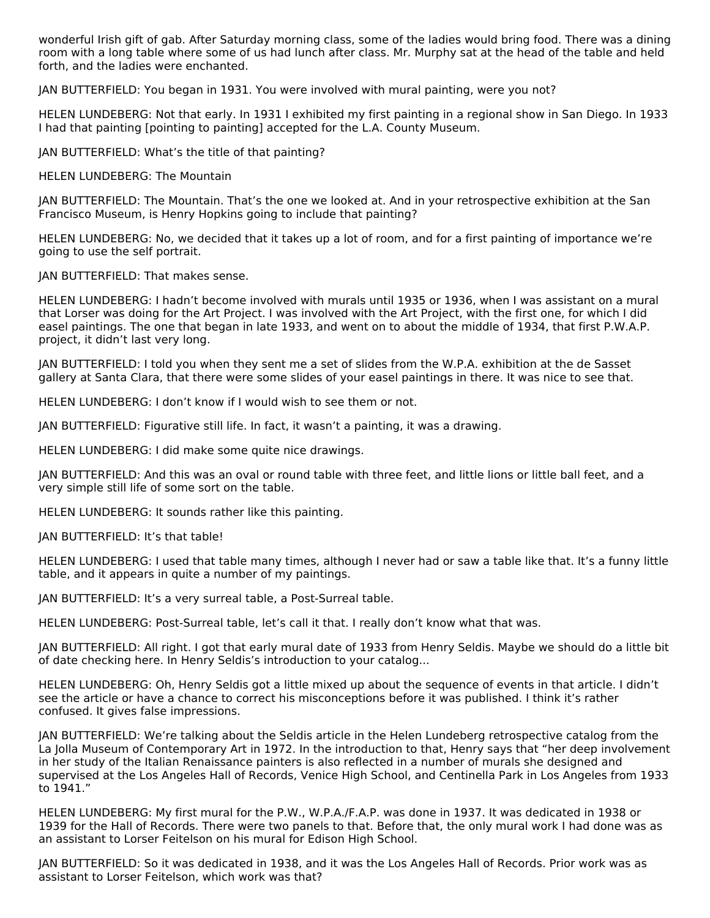wonderful Irish gift of gab. After Saturday morning class, some of the ladies would bring food. There was a dining room with a long table where some of us had lunch after class. Mr. Murphy sat at the head of the table and held forth, and the ladies were enchanted.

JAN BUTTERFIELD: You began in 1931. You were involved with mural painting, were you not?

HELEN LUNDEBERG: Not that early. In 1931 I exhibited my first painting in a regional show in San Diego. In 1933 I had that painting [pointing to painting] accepted for the L.A. County Museum.

JAN BUTTERFIELD: What's the title of that painting?

HELEN LUNDEBERG: The Mountain

JAN BUTTERFIELD: The Mountain. That's the one we looked at. And in your retrospective exhibition at the San Francisco Museum, is Henry Hopkins going to include that painting?

HELEN LUNDEBERG: No, we decided that it takes up a lot of room, and for a first painting of importance we're going to use the self portrait.

JAN BUTTERFIELD: That makes sense.

HELEN LUNDEBERG: I hadn't become involved with murals until 1935 or 1936, when I was assistant on a mural that Lorser was doing for the Art Project. I was involved with the Art Project, with the first one, for which I did easel paintings. The one that began in late 1933, and went on to about the middle of 1934, that first P.W.A.P. project, it didn't last very long.

JAN BUTTERFIELD: I told you when they sent me a set of slides from the W.P.A. exhibition at the de Sasset gallery at Santa Clara, that there were some slides of your easel paintings in there. It was nice to see that.

HELEN LUNDEBERG: I don't know if I would wish to see them or not.

JAN BUTTERFIELD: Figurative still life. In fact, it wasn't a painting, it was a drawing.

HELEN LUNDEBERG: I did make some quite nice drawings.

JAN BUTTERFIELD: And this was an oval or round table with three feet, and little lions or little ball feet, and a very simple still life of some sort on the table.

HELEN LUNDEBERG: It sounds rather like this painting.

JAN BUTTERFIELD: It's that table!

HELEN LUNDEBERG: I used that table many times, although I never had or saw a table like that. It's a funny little table, and it appears in quite a number of my paintings.

JAN BUTTERFIELD: It's a very surreal table, a Post-Surreal table.

HELEN LUNDEBERG: Post-Surreal table, let's call it that. I really don't know what that was.

JAN BUTTERFIELD: All right. I got that early mural date of 1933 from Henry Seldis. Maybe we should do a little bit of date checking here. In Henry Seldis's introduction to your catalog...

HELEN LUNDEBERG: Oh, Henry Seldis got a little mixed up about the sequence of events in that article. I didn't see the article or have a chance to correct his misconceptions before it was published. I think it's rather confused. It gives false impressions.

JAN BUTTERFIELD: We're talking about the Seldis article in the Helen Lundeberg retrospective catalog from the La Jolla Museum of Contemporary Art in 1972. In the introduction to that, Henry says that "her deep involvement in her study of the Italian Renaissance painters is also reflected in a number of murals she designed and supervised at the Los Angeles Hall of Records, Venice High School, and Centinella Park in Los Angeles from 1933 to 1941."

HELEN LUNDEBERG: My first mural for the P.W., W.P.A./F.A.P. was done in 1937. It was dedicated in 1938 or 1939 for the Hall of Records. There were two panels to that. Before that, the only mural work I had done was as an assistant to Lorser Feitelson on his mural for Edison High School.

JAN BUTTERFIELD: So it was dedicated in 1938, and it was the Los Angeles Hall of Records. Prior work was as assistant to Lorser Feitelson, which work was that?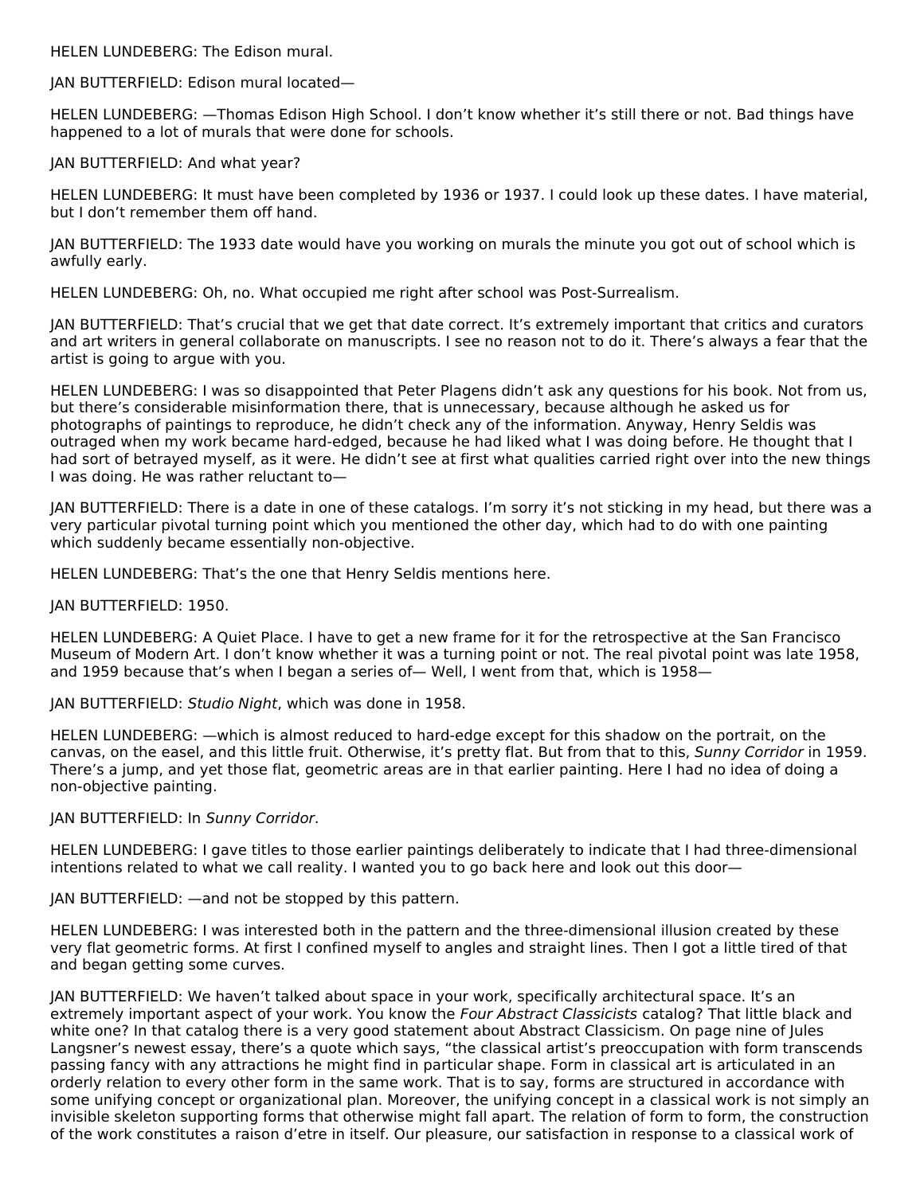HELEN LUNDEBERG: The Edison mural.

JAN BUTTERFIELD: Edison mural located—

HELEN LUNDEBERG: —Thomas Edison High School. I don't know whether it's still there or not. Bad things have happened to a lot of murals that were done for schools.

JAN BUTTERFIELD: And what year?

HELEN LUNDEBERG: It must have been completed by 1936 or 1937. I could look up these dates. I have material, but I don't remember them off hand.

JAN BUTTERFIELD: The 1933 date would have you working on murals the minute you got out of school which is awfully early.

HELEN LUNDEBERG: Oh, no. What occupied me right after school was Post-Surrealism.

JAN BUTTERFIELD: That's crucial that we get that date correct. It's extremely important that critics and curators and art writers in general collaborate on manuscripts. I see no reason not to do it. There's always a fear that the artist is going to argue with you.

HELEN LUNDEBERG: I was so disappointed that Peter Plagens didn't ask any questions for his book. Not from us, but there's considerable misinformation there, that is unnecessary, because although he asked us for photographs of paintings to reproduce, he didn't check any of the information. Anyway, Henry Seldis was outraged when my work became hard-edged, because he had liked what I was doing before. He thought that I had sort of betrayed myself, as it were. He didn't see at first what qualities carried right over into the new things I was doing. He was rather reluctant to—

JAN BUTTERFIELD: There is a date in one of these catalogs. I'm sorry it's not sticking in my head, but there was a very particular pivotal turning point which you mentioned the other day, which had to do with one painting which suddenly became essentially non-objective.

HELEN LUNDEBERG: That's the one that Henry Seldis mentions here.

JAN BUTTERFIELD: 1950.

HELEN LUNDEBERG: A Quiet Place. I have to get a new frame for it for the retrospective at the San Francisco Museum of Modern Art. I don't know whether it was a turning point or not. The real pivotal point was late 1958, and 1959 because that's when I began a series of— Well, I went from that, which is 1958—

JAN BUTTERFIELD: *Studio Night*, which was done in 1958.

HELEN LUNDEBERG: —which is almost reduced to hard-edge except for this shadow on the portrait, on the canvas, on the easel, and this little fruit. Otherwise, it's pretty flat. But from that to this, *Sunny Corridor* in 1959. There's a jump, and yet those flat, geometric areas are in that earlier painting. Here I had no idea of doing a non-objective painting.

JAN BUTTERFIELD: In *Sunny Corridor*.

HELEN LUNDEBERG: I gave titles to those earlier paintings deliberately to indicate that I had three-dimensional intentions related to what we call reality. I wanted you to go back here and look out this door—

JAN BUTTERFIELD: —and not be stopped by this pattern.

HELEN LUNDEBERG: I was interested both in the pattern and the three-dimensional illusion created by these very flat geometric forms. At first I confined myself to angles and straight lines. Then I got a little tired of that and began getting some curves.

JAN BUTTERFIELD: We haven't talked about space in your work, specifically architectural space. It's an extremely important aspect of your work. You know the *Four Abstract Classicists* catalog? That little black and white one? In that catalog there is a very good statement about Abstract Classicism. On page nine of Jules Langsner's newest essay, there's a quote which says, "the classical artist's preoccupation with form transcends passing fancy with any attractions he might find in particular shape. Form in classical art is articulated in an orderly relation to every other form in the same work. That is to say, forms are structured in accordance with some unifying concept or organizational plan. Moreover, the unifying concept in a classical work is not simply an invisible skeleton supporting forms that otherwise might fall apart. The relation of form to form, the construction of the work constitutes a raison d'etre in itself. Our pleasure, our satisfaction in response to a classical work of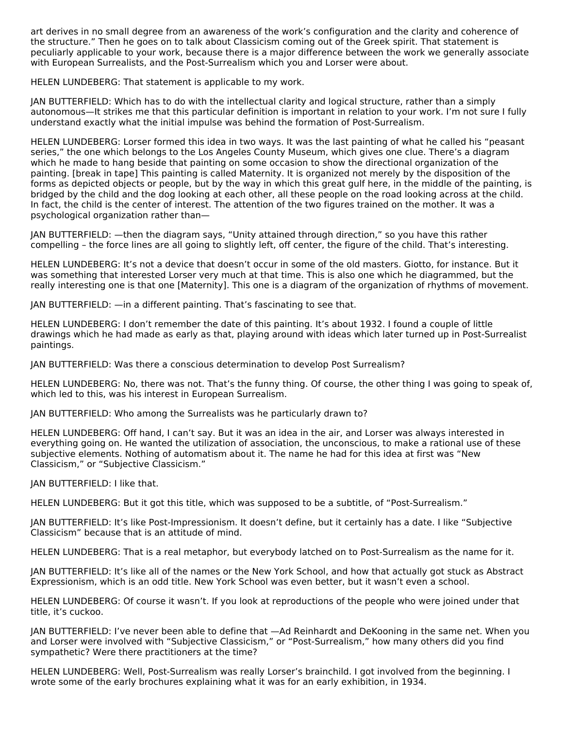art derives in no small degree from an awareness of the work's configuration and the clarity and coherence of the structure." Then he goes on to talk about Classicism coming out of the Greek spirit. That statement is peculiarly applicable to your work, because there is a major difference between the work we generally associate with European Surrealists, and the Post-Surrealism which you and Lorser were about.

HELEN LUNDEBERG: That statement is applicable to my work.

JAN BUTTERFIELD: Which has to do with the intellectual clarity and logical structure, rather than a simply autonomous—It strikes me that this particular definition is important in relation to your work. I'm not sure I fully understand exactly what the initial impulse was behind the formation of Post-Surrealism.

HELEN LUNDEBERG: Lorser formed this idea in two ways. It was the last painting of what he called his "peasant series," the one which belongs to the Los Angeles County Museum, which gives one clue. There's a diagram which he made to hang beside that painting on some occasion to show the directional organization of the painting. [break in tape] This painting is called Maternity. It is organized not merely by the disposition of the forms as depicted objects or people, but by the way in which this great gulf here, in the middle of the painting, is bridged by the child and the dog looking at each other, all these people on the road looking across at the child. In fact, the child is the center of interest. The attention of the two figures trained on the mother. It was a psychological organization rather than—

JAN BUTTERFIELD: —then the diagram says, "Unity attained through direction," so you have this rather compelling – the force lines are all going to slightly left, off center, the figure of the child. That's interesting.

HELEN LUNDEBERG: It's not a device that doesn't occur in some of the old masters. Giotto, for instance. But it was something that interested Lorser very much at that time. This is also one which he diagrammed, but the really interesting one is that one [Maternity]. This one is a diagram of the organization of rhythms of movement.

JAN BUTTERFIELD: —in a different painting. That's fascinating to see that.

HELEN LUNDEBERG: I don't remember the date of this painting. It's about 1932. I found a couple of little drawings which he had made as early as that, playing around with ideas which later turned up in Post-Surrealist paintings.

JAN BUTTERFIELD: Was there a conscious determination to develop Post Surrealism?

HELEN LUNDEBERG: No, there was not. That's the funny thing. Of course, the other thing I was going to speak of, which led to this, was his interest in European Surrealism.

JAN BUTTERFIELD: Who among the Surrealists was he particularly drawn to?

HELEN LUNDEBERG: Off hand, I can't say. But it was an idea in the air, and Lorser was always interested in everything going on. He wanted the utilization of association, the unconscious, to make a rational use of these subjective elements. Nothing of automatism about it. The name he had for this idea at first was "New Classicism," or "Subjective Classicism."

JAN BUTTERFIELD: I like that.

HELEN LUNDEBERG: But it got this title, which was supposed to be a subtitle, of "Post-Surrealism."

JAN BUTTERFIELD: It's like Post-Impressionism. It doesn't define, but it certainly has a date. I like "Subjective Classicism" because that is an attitude of mind.

HELEN LUNDEBERG: That is a real metaphor, but everybody latched on to Post-Surrealism as the name for it.

JAN BUTTERFIELD: It's like all of the names or the New York School, and how that actually got stuck as Abstract Expressionism, which is an odd title. New York School was even better, but it wasn't even a school.

HELEN LUNDEBERG: Of course it wasn't. If you look at reproductions of the people who were joined under that title, it's cuckoo.

JAN BUTTERFIELD: I've never been able to define that —Ad Reinhardt and DeKooning in the same net. When you and Lorser were involved with "Subjective Classicism," or "Post-Surrealism," how many others did you find sympathetic? Were there practitioners at the time?

HELEN LUNDEBERG: Well, Post-Surrealism was really Lorser's brainchild. I got involved from the beginning. I wrote some of the early brochures explaining what it was for an early exhibition, in 1934.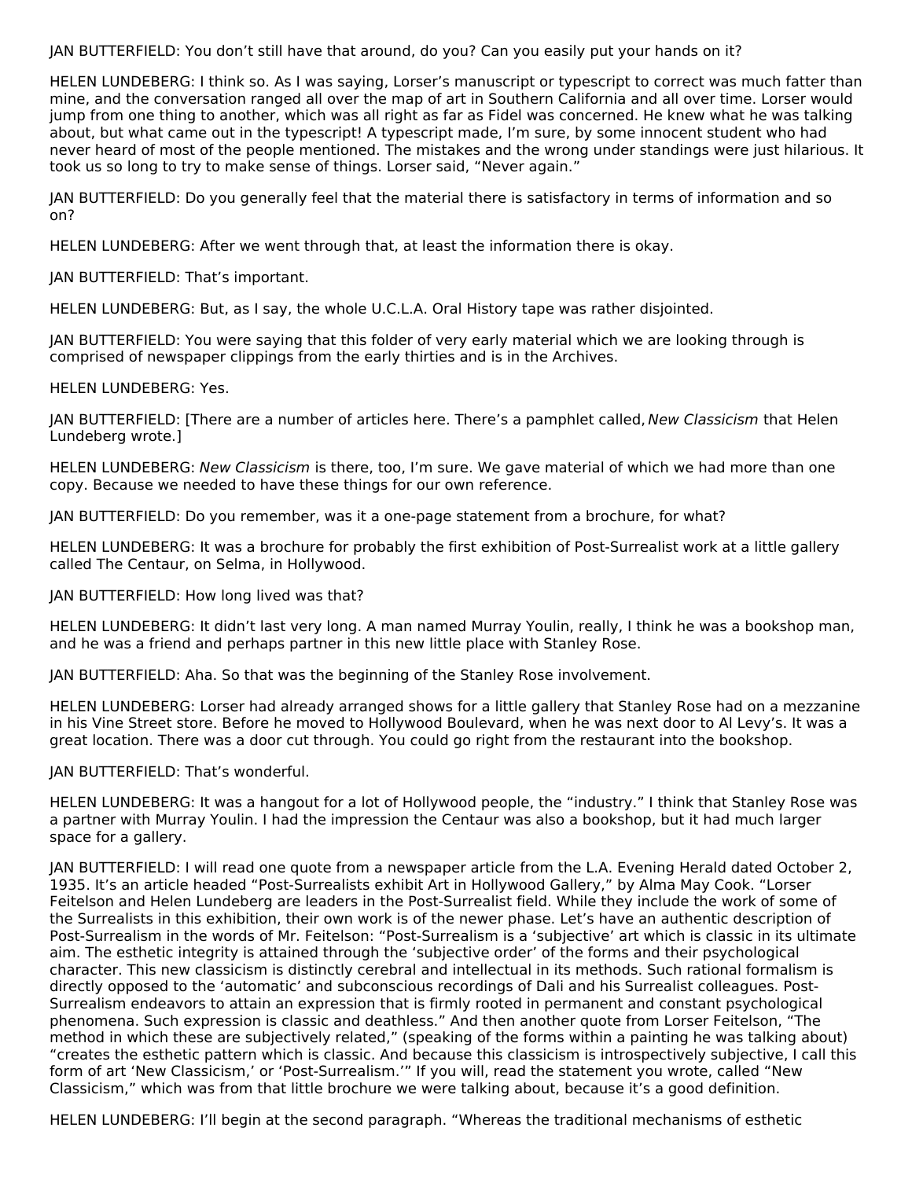JAN BUTTERFIELD: You don't still have that around, do you? Can you easily put your hands on it?

HELEN LUNDEBERG: I think so. As I was saying, Lorser's manuscript or typescript to correct was much fatter than mine, and the conversation ranged all over the map of art in Southern California and all over time. Lorser would jump from one thing to another, which was all right as far as Fidel was concerned. He knew what he was talking about, but what came out in the typescript! A typescript made, I'm sure, by some innocent student who had never heard of most of the people mentioned. The mistakes and the wrong under standings were just hilarious. It took us so long to try to make sense of things. Lorser said, "Never again."

JAN BUTTERFIELD: Do you generally feel that the material there is satisfactory in terms of information and so on?

HELEN LUNDEBERG: After we went through that, at least the information there is okay.

JAN BUTTERFIELD: That's important.

HELEN LUNDEBERG: But, as I say, the whole U.C.L.A. Oral History tape was rather disjointed.

JAN BUTTERFIELD: You were saying that this folder of very early material which we are looking through is comprised of newspaper clippings from the early thirties and is in the Archives.

HELEN LUNDEBERG: Yes.

JAN BUTTERFIELD: [There are a number of articles here. There's a pamphlet called, *New Classicism* that Helen Lundeberg wrote.]

HELEN LUNDEBERG: *New Classicism* is there, too, I'm sure. We gave material of which we had more than one copy. Because we needed to have these things for our own reference.

JAN BUTTERFIELD: Do you remember, was it a one-page statement from a brochure, for what?

HELEN LUNDEBERG: It was a brochure for probably the first exhibition of Post-Surrealist work at a little gallery called The Centaur, on Selma, in Hollywood.

JAN BUTTERFIELD: How long lived was that?

HELEN LUNDEBERG: It didn't last very long. A man named Murray Youlin, really, I think he was a bookshop man, and he was a friend and perhaps partner in this new little place with Stanley Rose.

JAN BUTTERFIELD: Aha. So that was the beginning of the Stanley Rose involvement.

HELEN LUNDEBERG: Lorser had already arranged shows for a little gallery that Stanley Rose had on a mezzanine in his Vine Street store. Before he moved to Hollywood Boulevard, when he was next door to Al Levy's. It was a great location. There was a door cut through. You could go right from the restaurant into the bookshop.

JAN BUTTERFIELD: That's wonderful.

HELEN LUNDEBERG: It was a hangout for a lot of Hollywood people, the "industry." I think that Stanley Rose was a partner with Murray Youlin. I had the impression the Centaur was also a bookshop, but it had much larger space for a gallery.

JAN BUTTERFIELD: I will read one quote from a newspaper article from the L.A. Evening Herald dated October 2, 1935. It's an article headed "Post-Surrealists exhibit Art in Hollywood Gallery," by Alma May Cook. "Lorser Feitelson and Helen Lundeberg are leaders in the Post-Surrealist field. While they include the work of some of the Surrealists in this exhibition, their own work is of the newer phase. Let's have an authentic description of Post-Surrealism in the words of Mr. Feitelson: "Post-Surrealism is a 'subjective' art which is classic in its ultimate aim. The esthetic integrity is attained through the 'subjective order' of the forms and their psychological character. This new classicism is distinctly cerebral and intellectual in its methods. Such rational formalism is directly opposed to the 'automatic' and subconscious recordings of Dali and his Surrealist colleagues. Post-Surrealism endeavors to attain an expression that is firmly rooted in permanent and constant psychological phenomena. Such expression is classic and deathless." And then another quote from Lorser Feitelson, "The method in which these are subjectively related," (speaking of the forms within a painting he was talking about) "creates the esthetic pattern which is classic. And because this classicism is introspectively subjective, I call this form of art 'New Classicism,' or 'Post-Surrealism.'" If you will, read the statement you wrote, called "New Classicism," which was from that little brochure we were talking about, because it's a good definition.

HELEN LUNDEBERG: I'll begin at the second paragraph. "Whereas the traditional mechanisms of esthetic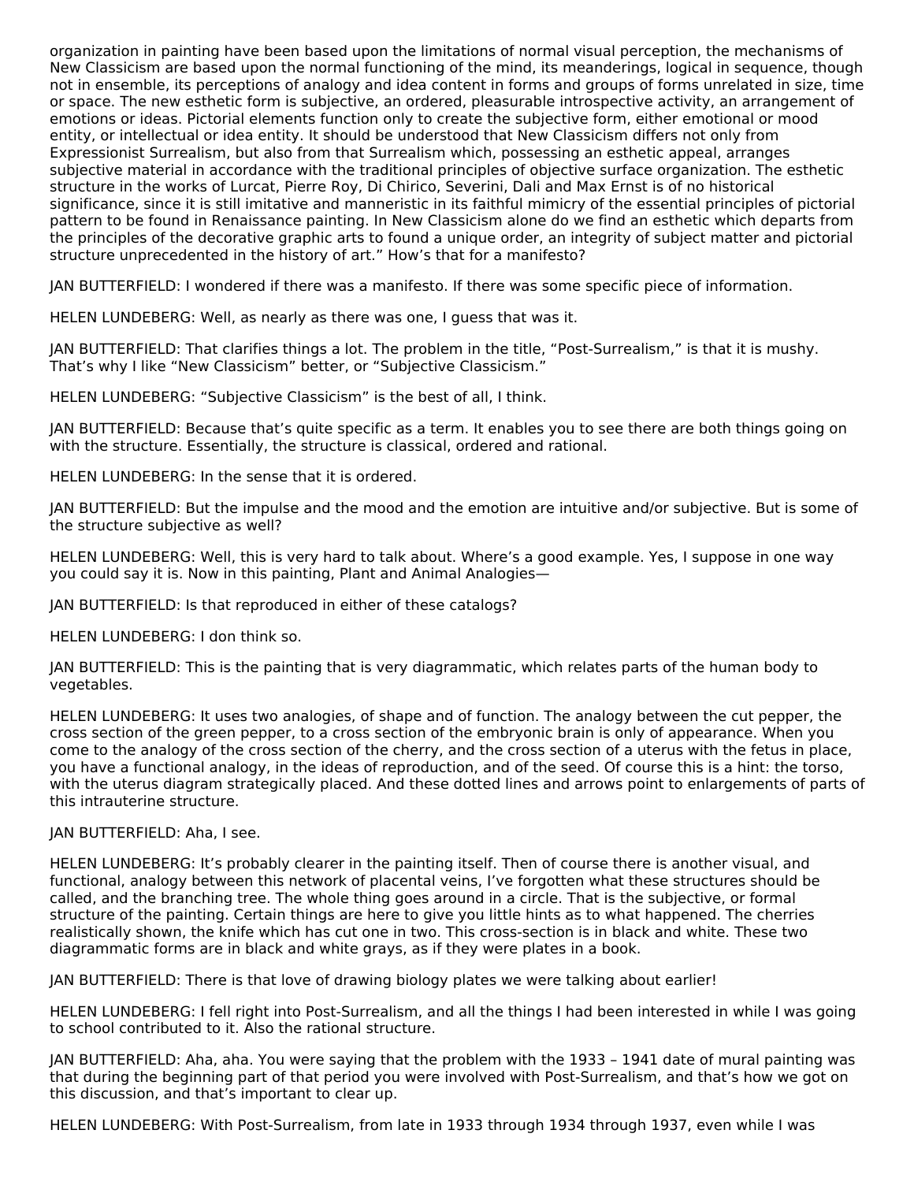organization in painting have been based upon the limitations of normal visual perception, the mechanisms of New Classicism are based upon the normal functioning of the mind, its meanderings, logical in sequence, though not in ensemble, its perceptions of analogy and idea content in forms and groups of forms unrelated in size, time or space. The new esthetic form is subjective, an ordered, pleasurable introspective activity, an arrangement of emotions or ideas. Pictorial elements function only to create the subjective form, either emotional or mood entity, or intellectual or idea entity. It should be understood that New Classicism differs not only from Expressionist Surrealism, but also from that Surrealism which, possessing an esthetic appeal, arranges subjective material in accordance with the traditional principles of objective surface organization. The esthetic structure in the works of Lurcat, Pierre Roy, Di Chirico, Severini, Dali and Max Ernst is of no historical significance, since it is still imitative and manneristic in its faithful mimicry of the essential principles of pictorial pattern to be found in Renaissance painting. In New Classicism alone do we find an esthetic which departs from the principles of the decorative graphic arts to found a unique order, an integrity of subject matter and pictorial structure unprecedented in the history of art." How's that for a manifesto?

JAN BUTTERFIELD: I wondered if there was a manifesto. If there was some specific piece of information.

HELEN LUNDEBERG: Well, as nearly as there was one, I guess that was it.

JAN BUTTERFIELD: That clarifies things a lot. The problem in the title, "Post-Surrealism," is that it is mushy. That's why I like "New Classicism" better, or "Subjective Classicism."

HELEN LUNDEBERG: "Subjective Classicism" is the best of all, I think.

JAN BUTTERFIELD: Because that's quite specific as a term. It enables you to see there are both things going on with the structure. Essentially, the structure is classical, ordered and rational.

HELEN LUNDEBERG: In the sense that it is ordered.

JAN BUTTERFIELD: But the impulse and the mood and the emotion are intuitive and/or subjective. But is some of the structure subjective as well?

HELEN LUNDEBERG: Well, this is very hard to talk about. Where's a good example. Yes, I suppose in one way you could say it is. Now in this painting, Plant and Animal Analogies—

JAN BUTTERFIELD: Is that reproduced in either of these catalogs?

HELEN LUNDEBERG: I don think so.

JAN BUTTERFIELD: This is the painting that is very diagrammatic, which relates parts of the human body to vegetables.

HELEN LUNDEBERG: It uses two analogies, of shape and of function. The analogy between the cut pepper, the cross section of the green pepper, to a cross section of the embryonic brain is only of appearance. When you come to the analogy of the cross section of the cherry, and the cross section of a uterus with the fetus in place, you have a functional analogy, in the ideas of reproduction, and of the seed. Of course this is a hint: the torso, with the uterus diagram strategically placed. And these dotted lines and arrows point to enlargements of parts of this intrauterine structure.

JAN BUTTERFIELD: Aha, I see.

HELEN LUNDEBERG: It's probably clearer in the painting itself. Then of course there is another visual, and functional, analogy between this network of placental veins, I've forgotten what these structures should be called, and the branching tree. The whole thing goes around in a circle. That is the subjective, or formal structure of the painting. Certain things are here to give you little hints as to what happened. The cherries realistically shown, the knife which has cut one in two. This cross-section is in black and white. These two diagrammatic forms are in black and white grays, as if they were plates in a book.

JAN BUTTERFIELD: There is that love of drawing biology plates we were talking about earlier!

HELEN LUNDEBERG: I fell right into Post-Surrealism, and all the things I had been interested in while I was going to school contributed to it. Also the rational structure.

JAN BUTTERFIELD: Aha, aha. You were saying that the problem with the 1933 – 1941 date of mural painting was that during the beginning part of that period you were involved with Post-Surrealism, and that's how we got on this discussion, and that's important to clear up.

HELEN LUNDEBERG: With Post-Surrealism, from late in 1933 through 1934 through 1937, even while I was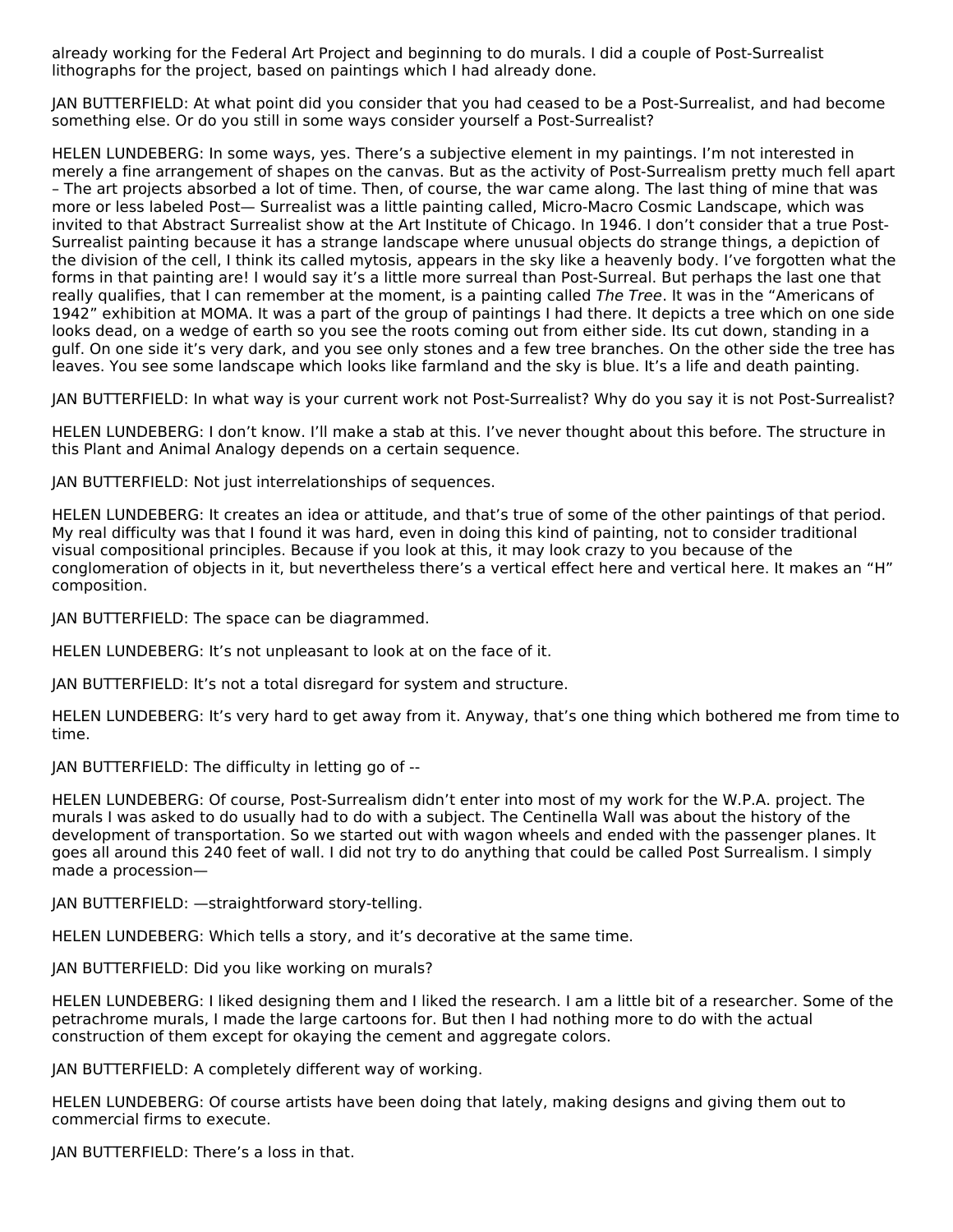already working for the Federal Art Project and beginning to do murals. I did a couple of Post-Surrealist lithographs for the project, based on paintings which I had already done.

JAN BUTTERFIELD: At what point did you consider that you had ceased to be a Post-Surrealist, and had become something else. Or do you still in some ways consider yourself a Post-Surrealist?

HELEN LUNDEBERG: In some ways, yes. There's a subjective element in my paintings. I'm not interested in merely a fine arrangement of shapes on the canvas. But as the activity of Post-Surrealism pretty much fell apart – The art projects absorbed a lot of time. Then, of course, the war came along. The last thing of mine that was more or less labeled Post— Surrealist was a little painting called, Micro-Macro Cosmic Landscape, which was invited to that Abstract Surrealist show at the Art Institute of Chicago. In 1946. I don't consider that a true Post-Surrealist painting because it has a strange landscape where unusual objects do strange things, a depiction of the division of the cell, I think its called mytosis, appears in the sky like a heavenly body. I've forgotten what the forms in that painting are! I would say it's a little more surreal than Post-Surreal. But perhaps the last one that really qualifies, that I can remember at the moment, is a painting called *The Tree*. It was in the "Americans of 1942" exhibition at MOMA. It was a part of the group of paintings I had there. It depicts a tree which on one side looks dead, on a wedge of earth so you see the roots coming out from either side. Its cut down, standing in a gulf. On one side it's very dark, and you see only stones and a few tree branches. On the other side the tree has leaves. You see some landscape which looks like farmland and the sky is blue. It's a life and death painting.

JAN BUTTERFIELD: In what way is your current work not Post-Surrealist? Why do you say it is not Post-Surrealist?

HELEN LUNDEBERG: I don't know. I'll make a stab at this. I've never thought about this before. The structure in this Plant and Animal Analogy depends on a certain sequence.

JAN BUTTERFIELD: Not just interrelationships of sequences.

HELEN LUNDEBERG: It creates an idea or attitude, and that's true of some of the other paintings of that period. My real difficulty was that I found it was hard, even in doing this kind of painting, not to consider traditional visual compositional principles. Because if you look at this, it may look crazy to you because of the conglomeration of objects in it, but nevertheless there's a vertical effect here and vertical here. It makes an "H" composition.

JAN BUTTERFIELD: The space can be diagrammed.

HELEN LUNDEBERG: It's not unpleasant to look at on the face of it.

JAN BUTTERFIELD: It's not a total disregard for system and structure.

HELEN LUNDEBERG: It's very hard to get away from it. Anyway, that's one thing which bothered me from time to time.

JAN BUTTERFIELD: The difficulty in letting go of --

HELEN LUNDEBERG: Of course, Post-Surrealism didn't enter into most of my work for the W.P.A. project. The murals I was asked to do usually had to do with a subject. The Centinella Wall was about the history of the development of transportation. So we started out with wagon wheels and ended with the passenger planes. It goes all around this 240 feet of wall. I did not try to do anything that could be called Post Surrealism. I simply made a procession—

JAN BUTTERFIELD: —straightforward story-telling.

HELEN LUNDEBERG: Which tells a story, and it's decorative at the same time.

JAN BUTTERFIELD: Did you like working on murals?

HELEN LUNDEBERG: I liked designing them and I liked the research. I am a little bit of a researcher. Some of the petrachrome murals, I made the large cartoons for. But then I had nothing more to do with the actual construction of them except for okaying the cement and aggregate colors.

JAN BUTTERFIELD: A completely different way of working.

HELEN LUNDEBERG: Of course artists have been doing that lately, making designs and giving them out to commercial firms to execute.

JAN BUTTERFIELD: There's a loss in that.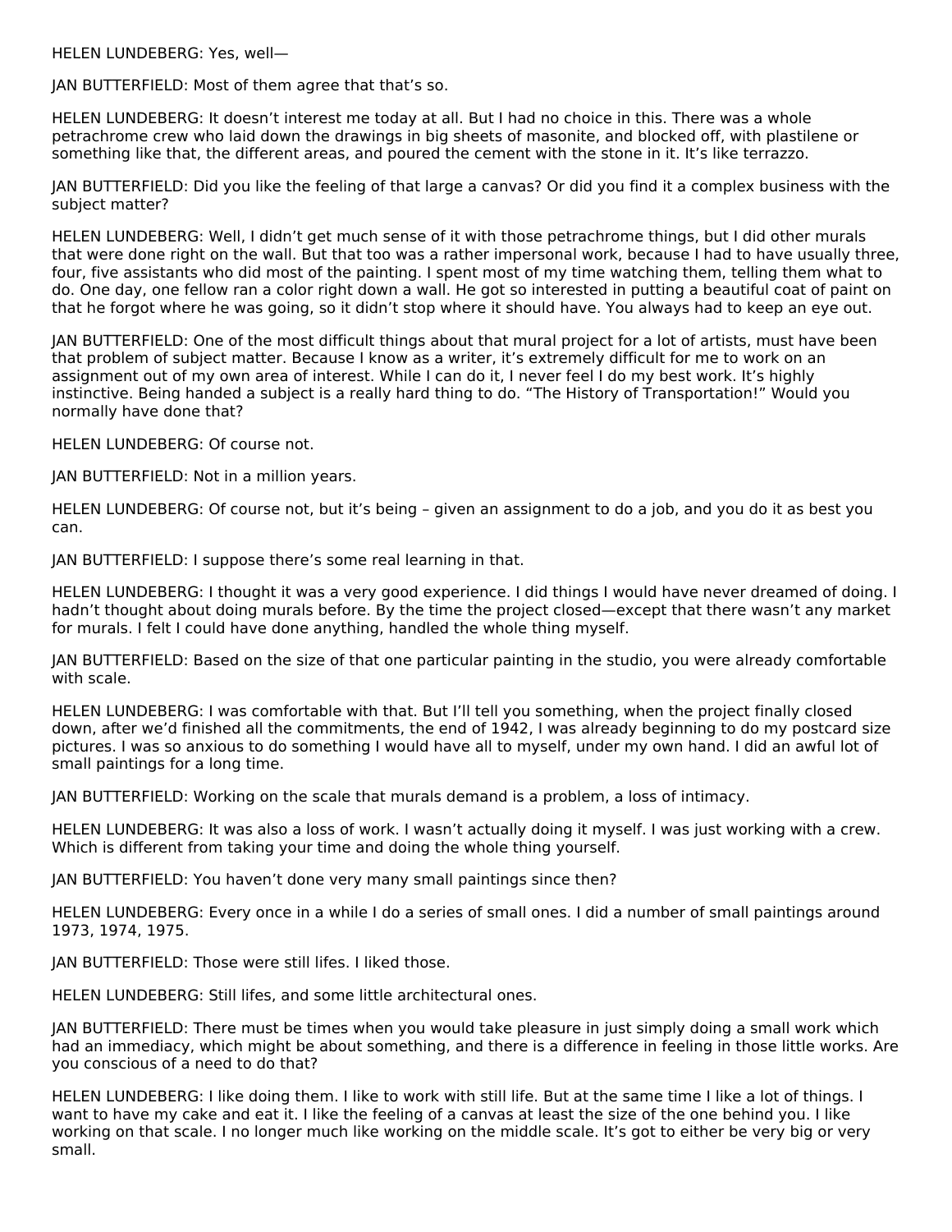HELEN LUNDEBERG: Yes, well—

JAN BUTTERFIELD: Most of them agree that that's so.

HELEN LUNDEBERG: It doesn't interest me today at all. But I had no choice in this. There was a whole petrachrome crew who laid down the drawings in big sheets of masonite, and blocked off, with plastilene or something like that, the different areas, and poured the cement with the stone in it. It's like terrazzo.

JAN BUTTERFIELD: Did you like the feeling of that large a canvas? Or did you find it a complex business with the subject matter?

HELEN LUNDEBERG: Well, I didn't get much sense of it with those petrachrome things, but I did other murals that were done right on the wall. But that too was a rather impersonal work, because I had to have usually three, four, five assistants who did most of the painting. I spent most of my time watching them, telling them what to do. One day, one fellow ran a color right down a wall. He got so interested in putting a beautiful coat of paint on that he forgot where he was going, so it didn't stop where it should have. You always had to keep an eye out.

JAN BUTTERFIELD: One of the most difficult things about that mural project for a lot of artists, must have been that problem of subject matter. Because I know as a writer, it's extremely difficult for me to work on an assignment out of my own area of interest. While I can do it, I never feel I do my best work. It's highly instinctive. Being handed a subject is a really hard thing to do. "The History of Transportation!" Would you normally have done that?

HELEN LUNDEBERG: Of course not.

JAN BUTTERFIELD: Not in a million years.

HELEN LUNDEBERG: Of course not, but it's being – given an assignment to do a job, and you do it as best you can.

JAN BUTTERFIELD: I suppose there's some real learning in that.

HELEN LUNDEBERG: I thought it was a very good experience. I did things I would have never dreamed of doing. I hadn't thought about doing murals before. By the time the project closed—except that there wasn't any market for murals. I felt I could have done anything, handled the whole thing myself.

JAN BUTTERFIELD: Based on the size of that one particular painting in the studio, you were already comfortable with scale.

HELEN LUNDEBERG: I was comfortable with that. But I'll tell you something, when the project finally closed down, after we'd finished all the commitments, the end of 1942, I was already beginning to do my postcard size pictures. I was so anxious to do something I would have all to myself, under my own hand. I did an awful lot of small paintings for a long time.

JAN BUTTERFIELD: Working on the scale that murals demand is a problem, a loss of intimacy.

HELEN LUNDEBERG: It was also a loss of work. I wasn't actually doing it myself. I was just working with a crew. Which is different from taking your time and doing the whole thing yourself.

JAN BUTTERFIELD: You haven't done very many small paintings since then?

HELEN LUNDEBERG: Every once in a while I do a series of small ones. I did a number of small paintings around 1973, 1974, 1975.

JAN BUTTERFIELD: Those were still lifes. I liked those.

HELEN LUNDEBERG: Still lifes, and some little architectural ones.

JAN BUTTERFIELD: There must be times when you would take pleasure in just simply doing a small work which had an immediacy, which might be about something, and there is a difference in feeling in those little works. Are you conscious of a need to do that?

HELEN LUNDEBERG: I like doing them. I like to work with still life. But at the same time I like a lot of things. I want to have my cake and eat it. I like the feeling of a canvas at least the size of the one behind you. I like working on that scale. I no longer much like working on the middle scale. It's got to either be very big or very small.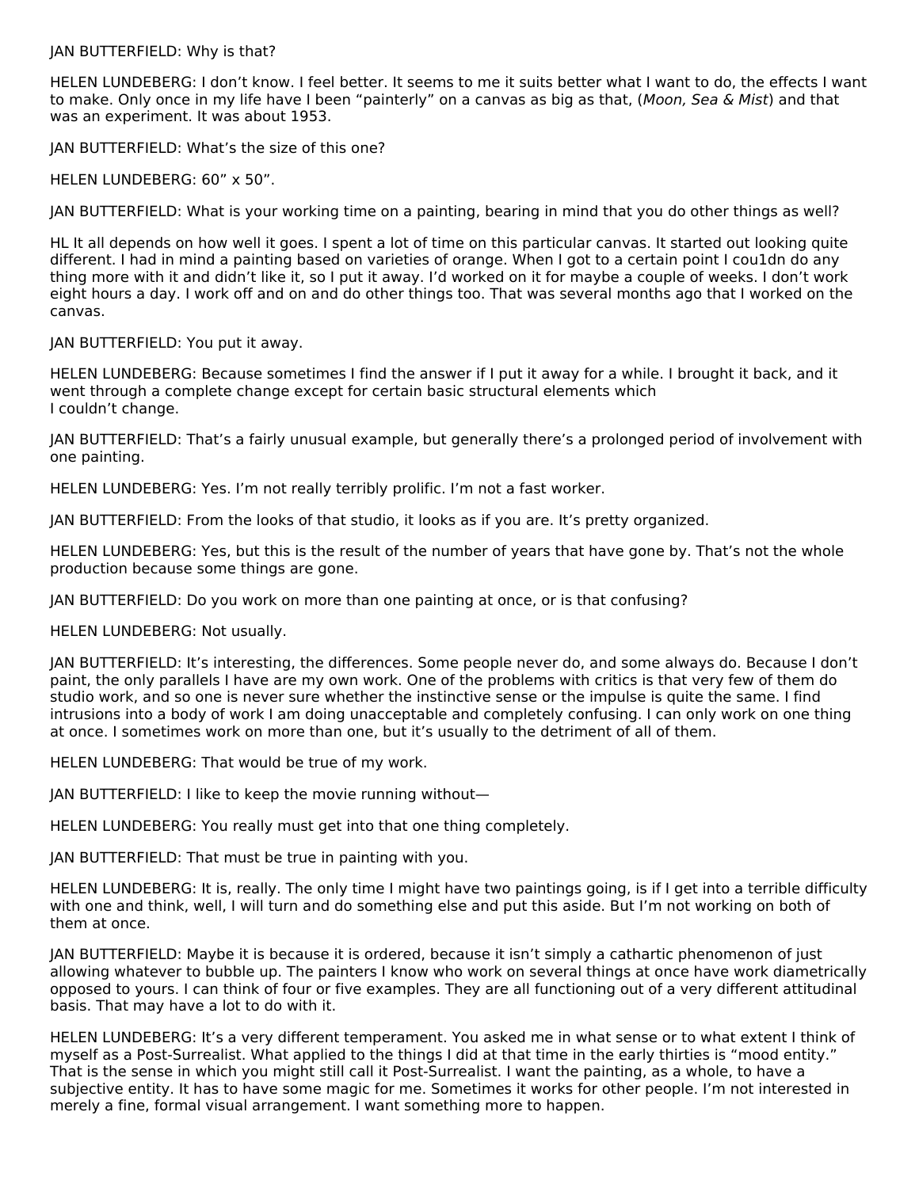JAN BUTTERFIELD: Why is that?

HELEN LUNDEBERG: I don't know. I feel better. It seems to me it suits better what I want to do, the effects I want to make. Only once in my life have I been "painterly" on a canvas as big as that, (*Moon, Sea & Mist*) and that was an experiment. It was about 1953.

JAN BUTTERFIELD: What's the size of this one?

HELEN LUNDEBERG: 60" x 50".

JAN BUTTERFIELD: What is your working time on a painting, bearing in mind that you do other things as well?

HL It all depends on how well it goes. I spent a lot of time on this particular canvas. It started out looking quite different. I had in mind a painting based on varieties of orange. When I got to a certain point I cou1dn do any thing more with it and didn't like it, so I put it away. I'd worked on it for maybe a couple of weeks. I don't work eight hours a day. I work off and on and do other things too. That was several months ago that I worked on the canvas.

JAN BUTTERFIELD: You put it away.

HELEN LUNDEBERG: Because sometimes I find the answer if I put it away for a while. I brought it back, and it went through a complete change except for certain basic structural elements which I couldn't change.

JAN BUTTERFIELD: That's a fairly unusual example, but generally there's a prolonged period of involvement with one painting.

HELEN LUNDEBERG: Yes. I'm not really terribly prolific. I'm not a fast worker.

JAN BUTTERFIELD: From the looks of that studio, it looks as if you are. It's pretty organized.

HELEN LUNDEBERG: Yes, but this is the result of the number of years that have gone by. That's not the whole production because some things are gone.

JAN BUTTERFIELD: Do you work on more than one painting at once, or is that confusing?

HELEN LUNDEBERG: Not usually.

JAN BUTTERFIELD: It's interesting, the differences. Some people never do, and some always do. Because I don't paint, the only parallels I have are my own work. One of the problems with critics is that very few of them do studio work, and so one is never sure whether the instinctive sense or the impulse is quite the same. I find intrusions into a body of work I am doing unacceptable and completely confusing. I can only work on one thing at once. I sometimes work on more than one, but it's usually to the detriment of all of them.

HELEN LUNDEBERG: That would be true of my work.

JAN BUTTERFIELD: I like to keep the movie running without—

HELEN LUNDEBERG: You really must get into that one thing completely.

JAN BUTTERFIELD: That must be true in painting with you.

HELEN LUNDEBERG: It is, really. The only time I might have two paintings going, is if I get into a terrible difficulty with one and think, well, I will turn and do something else and put this aside. But I'm not working on both of them at once.

JAN BUTTERFIELD: Maybe it is because it is ordered, because it isn't simply a cathartic phenomenon of just allowing whatever to bubble up. The painters I know who work on several things at once have work diametrically opposed to yours. I can think of four or five examples. They are all functioning out of a very different attitudinal basis. That may have a lot to do with it.

HELEN LUNDEBERG: It's a very different temperament. You asked me in what sense or to what extent I think of myself as a Post-Surrealist. What applied to the things I did at that time in the early thirties is "mood entity." That is the sense in which you might still call it Post-Surrealist. I want the painting, as a whole, to have a subjective entity. It has to have some magic for me. Sometimes it works for other people. I'm not interested in merely a fine, formal visual arrangement. I want something more to happen.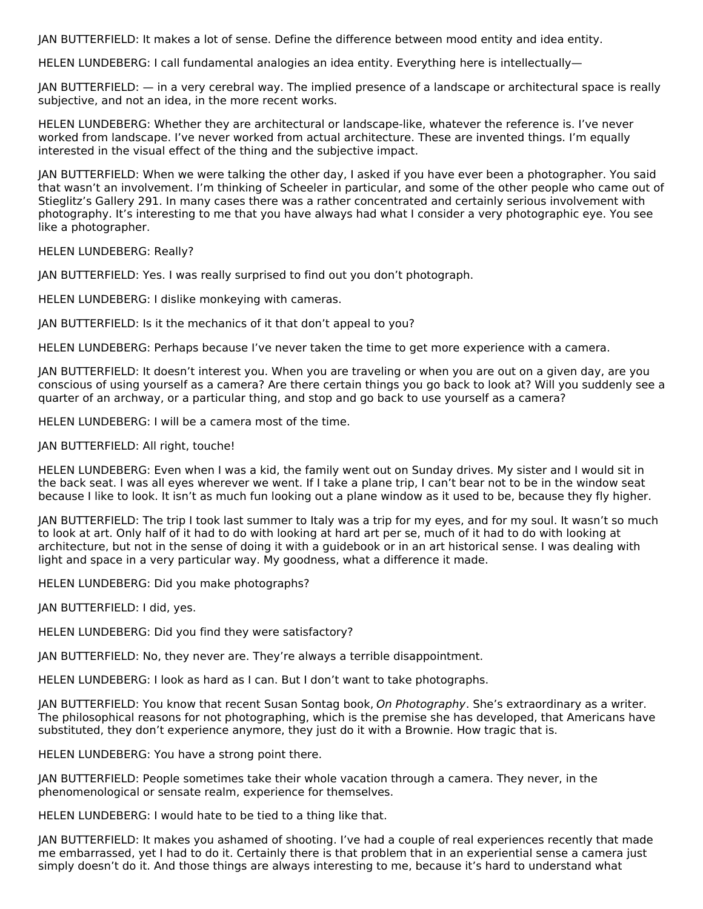JAN BUTTERFIELD: It makes a lot of sense. Define the difference between mood entity and idea entity.

HELEN LUNDEBERG: I call fundamental analogies an idea entity. Everything here is intellectually—

JAN BUTTERFIELD: — in a very cerebral way. The implied presence of a landscape or architectural space is really subjective, and not an idea, in the more recent works.

HELEN LUNDEBERG: Whether they are architectural or landscape-like, whatever the reference is. I've never worked from landscape. I've never worked from actual architecture. These are invented things. I'm equally interested in the visual effect of the thing and the subjective impact.

JAN BUTTERFIELD: When we were talking the other day, I asked if you have ever been a photographer. You said that wasn't an involvement. I'm thinking of Scheeler in particular, and some of the other people who came out of Stieglitz's Gallery 291. In many cases there was a rather concentrated and certainly serious involvement with photography. It's interesting to me that you have always had what I consider a very photographic eye. You see like a photographer.

HELEN LUNDEBERG: Really?

JAN BUTTERFIELD: Yes. I was really surprised to find out you don't photograph.

HELEN LUNDEBERG: I dislike monkeying with cameras.

JAN BUTTERFIELD: Is it the mechanics of it that don't appeal to you?

HELEN LUNDEBERG: Perhaps because I've never taken the time to get more experience with a camera.

JAN BUTTERFIELD: It doesn't interest you. When you are traveling or when you are out on a given day, are you conscious of using yourself as a camera? Are there certain things you go back to look at? Will you suddenly see a quarter of an archway, or a particular thing, and stop and go back to use yourself as a camera?

HELEN LUNDEBERG: I will be a camera most of the time.

JAN BUTTERFIELD: All right, touche!

HELEN LUNDEBERG: Even when I was a kid, the family went out on Sunday drives. My sister and I would sit in the back seat. I was all eyes wherever we went. If I take a plane trip, I can't bear not to be in the window seat because I like to look. It isn't as much fun looking out a plane window as it used to be, because they fly higher.

JAN BUTTERFIELD: The trip I took last summer to Italy was a trip for my eyes, and for my soul. It wasn't so much to look at art. Only half of it had to do with looking at hard art per se, much of it had to do with looking at architecture, but not in the sense of doing it with a guidebook or in an art historical sense. I was dealing with light and space in a very particular way. My goodness, what a difference it made.

HELEN LUNDEBERG: Did you make photographs?

JAN BUTTERFIELD: I did, yes.

HELEN LUNDEBERG: Did you find they were satisfactory?

JAN BUTTERFIELD: No, they never are. They're always a terrible disappointment.

HELEN LUNDEBERG: I look as hard as I can. But I don't want to take photographs.

JAN BUTTERFIELD: You know that recent Susan Sontag book, *On Photography*. She's extraordinary as a writer. The philosophical reasons for not photographing, which is the premise she has developed, that Americans have substituted, they don't experience anymore, they just do it with a Brownie. How tragic that is.

HELEN LUNDEBERG: You have a strong point there.

JAN BUTTERFIELD: People sometimes take their whole vacation through a camera. They never, in the phenomenological or sensate realm, experience for themselves.

HELEN LUNDEBERG: I would hate to be tied to a thing like that.

JAN BUTTERFIELD: It makes you ashamed of shooting. I've had a couple of real experiences recently that made me embarrassed, yet I had to do it. Certainly there is that problem that in an experiential sense a camera just simply doesn't do it. And those things are always interesting to me, because it's hard to understand what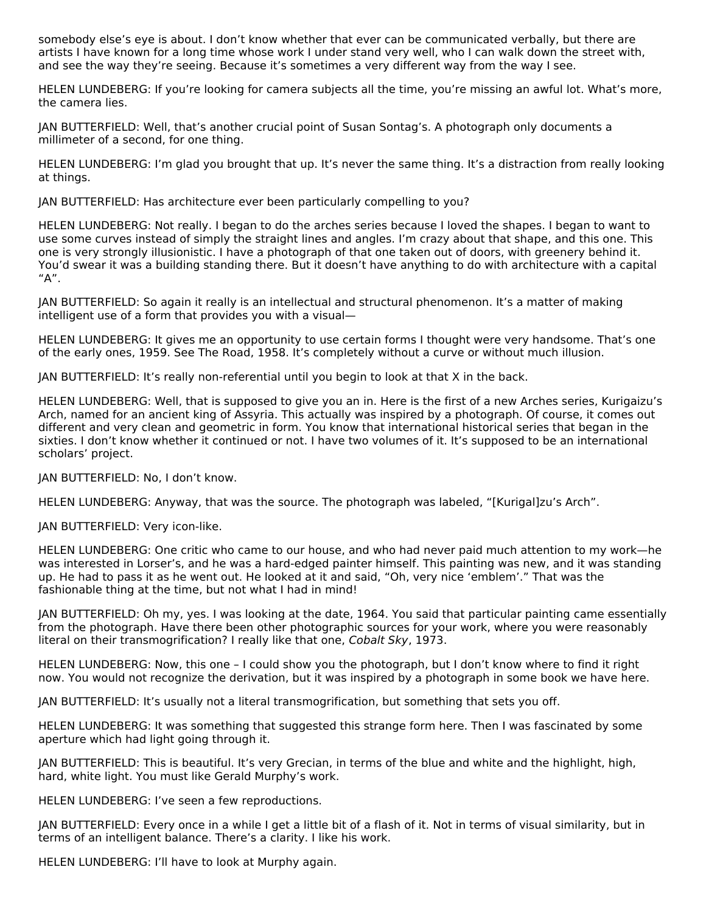somebody else's eye is about. I don't know whether that ever can be communicated verbally, but there are artists I have known for a long time whose work I under stand very well, who I can walk down the street with, and see the way they're seeing. Because it's sometimes a very different way from the way I see.

HELEN LUNDEBERG: If you're looking for camera subjects all the time, you're missing an awful lot. What's more, the camera lies.

JAN BUTTERFIELD: Well, that's another crucial point of Susan Sontag's. A photograph only documents a millimeter of a second, for one thing.

HELEN LUNDEBERG: I'm glad you brought that up. It's never the same thing. It's a distraction from really looking at things.

JAN BUTTERFIELD: Has architecture ever been particularly compelling to you?

HELEN LUNDEBERG: Not really. I began to do the arches series because I loved the shapes. I began to want to use some curves instead of simply the straight lines and angles. I'm crazy about that shape, and this one. This one is very strongly illusionistic. I have a photograph of that one taken out of doors, with greenery behind it. You'd swear it was a building standing there. But it doesn't have anything to do with architecture with a capital "A".

JAN BUTTERFIELD: So again it really is an intellectual and structural phenomenon. It's a matter of making intelligent use of a form that provides you with a visual—

HELEN LUNDEBERG: It gives me an opportunity to use certain forms I thought were very handsome. That's one of the early ones, 1959. See The Road, 1958. It's completely without a curve or without much illusion.

JAN BUTTERFIELD: It's really non-referential until you begin to look at that X in the back.

HELEN LUNDEBERG: Well, that is supposed to give you an in. Here is the first of a new Arches series, Kurigaizu's Arch, named for an ancient king of Assyria. This actually was inspired by a photograph. Of course, it comes out different and very clean and geometric in form. You know that international historical series that began in the sixties. I don't know whether it continued or not. I have two volumes of it. It's supposed to be an international scholars' project.

JAN BUTTERFIELD: No, I don't know.

HELEN LUNDEBERG: Anyway, that was the source. The photograph was labeled, "[Kurigal]zu's Arch".

JAN BUTTERFIELD: Very icon-like.

HELEN LUNDEBERG: One critic who came to our house, and who had never paid much attention to my work—he was interested in Lorser's, and he was a hard-edged painter himself. This painting was new, and it was standing up. He had to pass it as he went out. He looked at it and said, "Oh, very nice 'emblem'." That was the fashionable thing at the time, but not what I had in mind!

JAN BUTTERFIELD: Oh my, yes. I was looking at the date, 1964. You said that particular painting came essentially from the photograph. Have there been other photographic sources for your work, where you were reasonably literal on their transmogrification? I really like that one, *Cobalt Sky*, 1973.

HELEN LUNDEBERG: Now, this one – I could show you the photograph, but I don't know where to find it right now. You would not recognize the derivation, but it was inspired by a photograph in some book we have here.

JAN BUTTERFIELD: It's usually not a literal transmogrification, but something that sets you off.

HELEN LUNDEBERG: It was something that suggested this strange form here. Then I was fascinated by some aperture which had light going through it.

JAN BUTTERFIELD: This is beautiful. It's very Grecian, in terms of the blue and white and the highlight, high, hard, white light. You must like Gerald Murphy's work.

HELEN LUNDEBERG: I've seen a few reproductions.

JAN BUTTERFIELD: Every once in a while I get a little bit of a flash of it. Not in terms of visual similarity, but in terms of an intelligent balance. There's a clarity. I like his work.

HELEN LUNDEBERG: I'll have to look at Murphy again.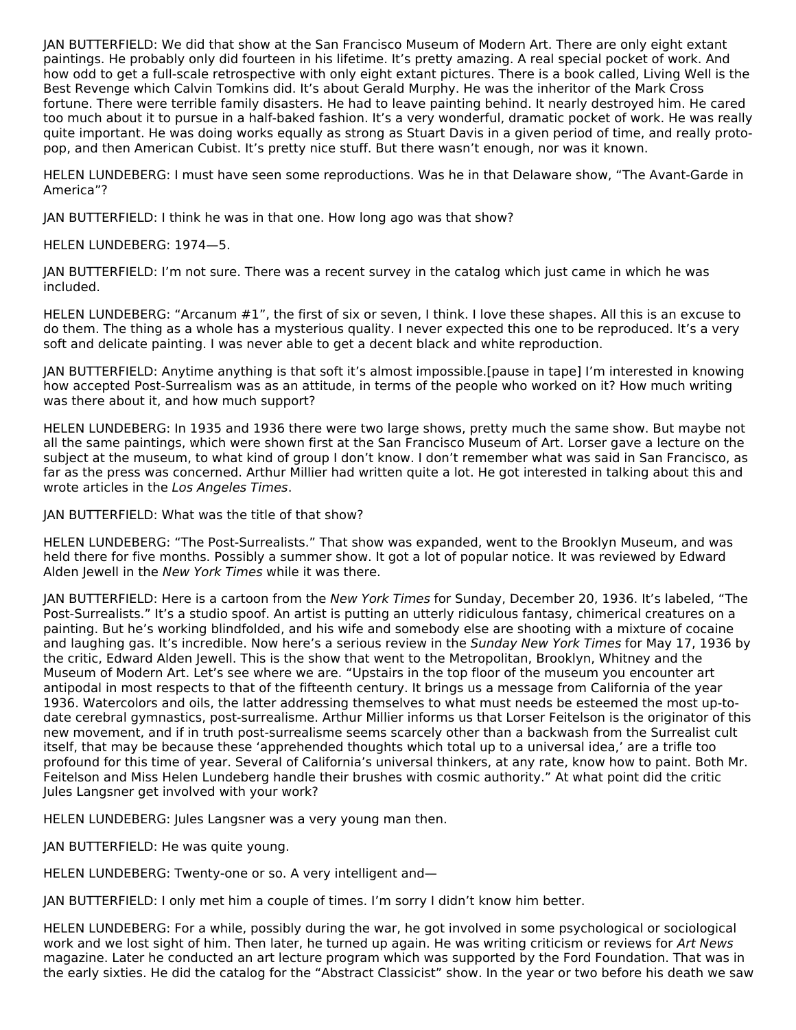JAN BUTTERFIELD: We did that show at the San Francisco Museum of Modern Art. There are only eight extant paintings. He probably only did fourteen in his lifetime. It's pretty amazing. A real special pocket of work. And how odd to get a full-scale retrospective with only eight extant pictures. There is a book called, Living Well is the Best Revenge which Calvin Tomkins did. It's about Gerald Murphy. He was the inheritor of the Mark Cross fortune. There were terrible family disasters. He had to leave painting behind. It nearly destroyed him. He cared too much about it to pursue in a half-baked fashion. It's a very wonderful, dramatic pocket of work. He was really quite important. He was doing works equally as strong as Stuart Davis in a given period of time, and really proto-pop, and then American Cubist. It's pretty nice stuff. But there wasn't enough, nor was it known.

HELEN LUNDEBERG: I must have seen some reproductions. Was he in that Delaware show, "The Avant-Garde in America"?

JAN BUTTERFIELD: I think he was in that one. How long ago was that show?

HELEN LUNDEBERG: 1974—5.

JAN BUTTERFIELD: I'm not sure. There was a recent survey in the catalog which just came in which he was included.

HELEN LUNDEBERG: "Arcanum #1", the first of six or seven, I think. I love these shapes. All this is an excuse to do them. The thing as a whole has a mysterious quality. I never expected this one to be reproduced. It's a very soft and delicate painting. I was never able to get a decent black and white reproduction.

JAN BUTTERFIELD: Anytime anything is that soft it's almost impossible.[pause in tape] I'm interested in knowing how accepted Post-Surrealism was as an attitude, in terms of the people who worked on it? How much writing was there about it, and how much support?

HELEN LUNDEBERG: In 1935 and 1936 there were two large shows, pretty much the same show. But maybe not all the same paintings, which were shown first at the San Francisco Museum of Art. Lorser gave a lecture on the subject at the museum, to what kind of group I don't know. I don't remember what was said in San Francisco, as far as the press was concerned. Arthur Millier had written quite a lot. He got interested in talking about this and wrote articles in the *Los Angeles Times*.

JAN BUTTERFIELD: What was the title of that show?

HELEN LUNDEBERG: "The Post-Surrealists." That show was expanded, went to the Brooklyn Museum, and was held there for five months. Possibly a summer show. It got a lot of popular notice. It was reviewed by Edward Alden Jewell in the *New York Times* while it was there.

JAN BUTTERFIELD: Here is a cartoon from the *New York Times* for Sunday, December 20, 1936. It's labeled, "The Post-Surrealists." It's a studio spoof. An artist is putting an utterly ridiculous fantasy, chimerical creatures on a painting. But he's working blindfolded, and his wife and somebody else are shooting with a mixture of cocaine and laughing gas. It's incredible. Now here's a serious review in the *Sunday New York Times* for May 17, 1936 by the critic, Edward Alden Jewell. This is the show that went to the Metropolitan, Brooklyn, Whitney and the Museum of Modern Art. Let's see where we are. "Upstairs in the top floor of the museum you encounter art antipodal in most respects to that of the fifteenth century. It brings us a message from California of the year 1936. Watercolors and oils, the latter addressing themselves to what must needs be esteemed the most up-to-date cerebral gymnastics, post-surrealisme. Arthur Millier informs us that Lorser Feitelson is the originator of this new movement, and if in truth post-surrealisme seems scarcely other than a backwash from the Surrealist cult itself, that may be because these 'apprehended thoughts which total up to a universal idea,' are a trifle too profound for this time of year. Several of California's universal thinkers, at any rate, know how to paint. Both Mr. Feitelson and Miss Helen Lundeberg handle their brushes with cosmic authority." At what point did the critic Jules Langsner get involved with your work?

HELEN LUNDEBERG: Jules Langsner was a very young man then.

JAN BUTTERFIELD: He was quite young.

HELEN LUNDEBERG: Twenty-one or so. A very intelligent and—

JAN BUTTERFIELD: I only met him a couple of times. I'm sorry I didn't know him better.

HELEN LUNDEBERG: For a while, possibly during the war, he got involved in some psychological or sociological work and we lost sight of him. Then later, he turned up again. He was writing criticism or reviews for *Art News* magazine. Later he conducted an art lecture program which was supported by the Ford Foundation. That was in the early sixties. He did the catalog for the "Abstract Classicist" show. In the year or two before his death we saw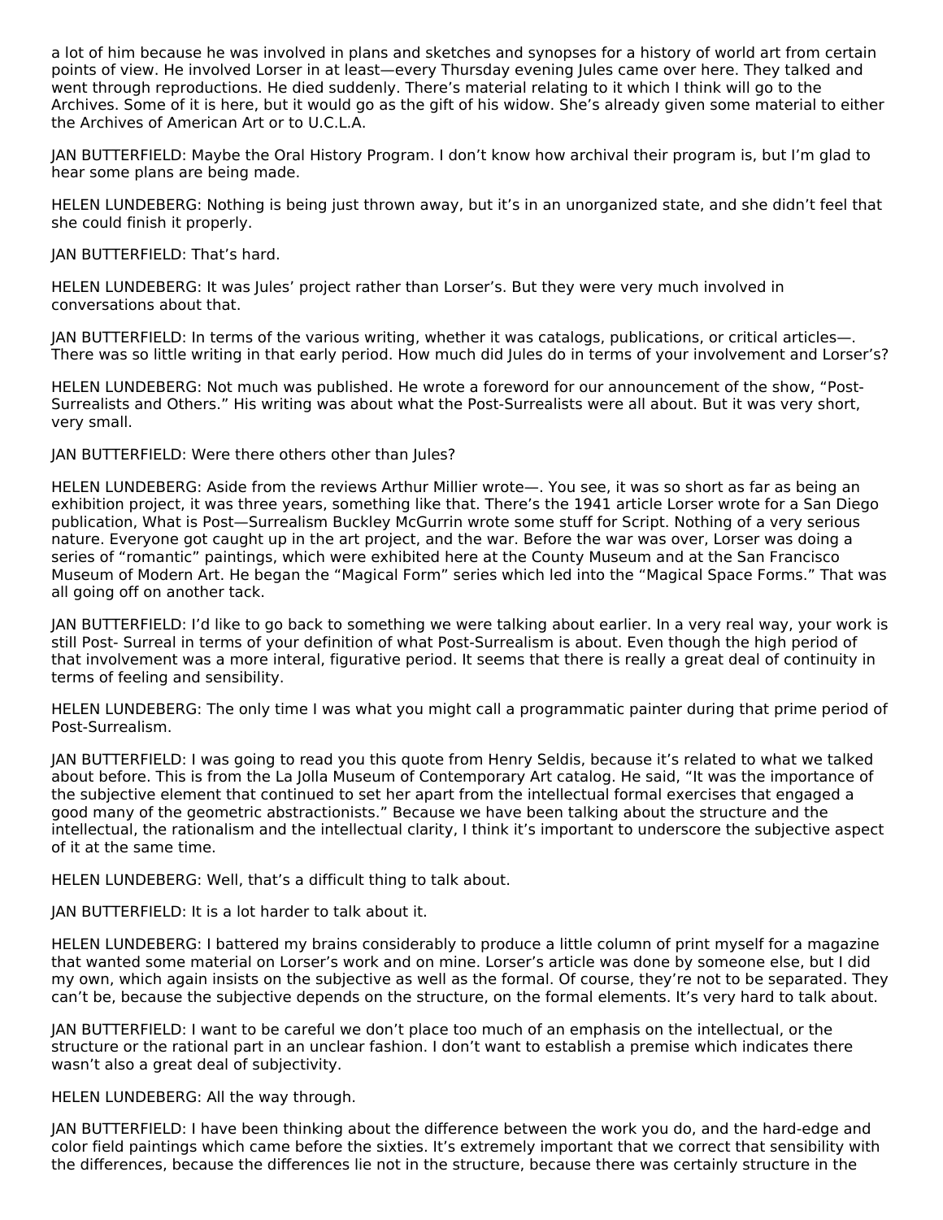a lot of him because he was involved in plans and sketches and synopses for a history of world art from certain points of view. He involved Lorser in at least—every Thursday evening Jules came over here. They talked and went through reproductions. He died suddenly. There's material relating to it which I think will go to the Archives. Some of it is here, but it would go as the gift of his widow. She's already given some material to either the Archives of American Art or to U.C.L.A.

JAN BUTTERFIELD: Maybe the Oral History Program. I don't know how archival their program is, but I'm glad to hear some plans are being made.

HELEN LUNDEBERG: Nothing is being just thrown away, but it's in an unorganized state, and she didn't feel that she could finish it properly.

JAN BUTTERFIELD: That's hard.

HELEN LUNDEBERG: It was Jules' project rather than Lorser's. But they were very much involved in conversations about that.

JAN BUTTERFIELD: In terms of the various writing, whether it was catalogs, publications, or critical articles—. There was so little writing in that early period. How much did Jules do in terms of your involvement and Lorser's?

HELEN LUNDEBERG: Not much was published. He wrote a foreword for our announcement of the show, "Post-Surrealists and Others." His writing was about what the Post-Surrealists were all about. But it was very short, very small.

JAN BUTTERFIELD: Were there others other than Jules?

HELEN LUNDEBERG: Aside from the reviews Arthur Millier wrote—. You see, it was so short as far as being an exhibition project, it was three years, something like that. There's the 1941 article Lorser wrote for a San Diego publication, What is Post—Surrealism Buckley McGurrin wrote some stuff for Script. Nothing of a very serious nature. Everyone got caught up in the art project, and the war. Before the war was over, Lorser was doing a series of "romantic" paintings, which were exhibited here at the County Museum and at the San Francisco Museum of Modern Art. He began the "Magical Form" series which led into the "Magical Space Forms." That was all going off on another tack.

JAN BUTTERFIELD: I'd like to go back to something we were talking about earlier. In a very real way, your work is still Post- Surreal in terms of your definition of what Post-Surrealism is about. Even though the high period of that involvement was a more interal, figurative period. It seems that there is really a great deal of continuity in terms of feeling and sensibility.

HELEN LUNDEBERG: The only time I was what you might call a programmatic painter during that prime period of Post-Surrealism.

JAN BUTTERFIELD: I was going to read you this quote from Henry Seldis, because it's related to what we talked about before. This is from the La Jolla Museum of Contemporary Art catalog. He said, "It was the importance of the subjective element that continued to set her apart from the intellectual formal exercises that engaged a good many of the geometric abstractionists." Because we have been talking about the structure and the intellectual, the rationalism and the intellectual clarity, I think it's important to underscore the subjective aspect of it at the same time.

HELEN LUNDEBERG: Well, that's a difficult thing to talk about.

JAN BUTTERFIELD: It is a lot harder to talk about it.

HELEN LUNDEBERG: I battered my brains considerably to produce a little column of print myself for a magazine that wanted some material on Lorser's work and on mine. Lorser's article was done by someone else, but I did my own, which again insists on the subjective as well as the formal. Of course, they're not to be separated. They can't be, because the subjective depends on the structure, on the formal elements. It's very hard to talk about.

JAN BUTTERFIELD: I want to be careful we don't place too much of an emphasis on the intellectual, or the structure or the rational part in an unclear fashion. I don't want to establish a premise which indicates there wasn't also a great deal of subjectivity.

HELEN LUNDEBERG: All the way through.

JAN BUTTERFIELD: I have been thinking about the difference between the work you do, and the hard-edge and color field paintings which came before the sixties. It's extremely important that we correct that sensibility with the differences, because the differences lie not in the structure, because there was certainly structure in the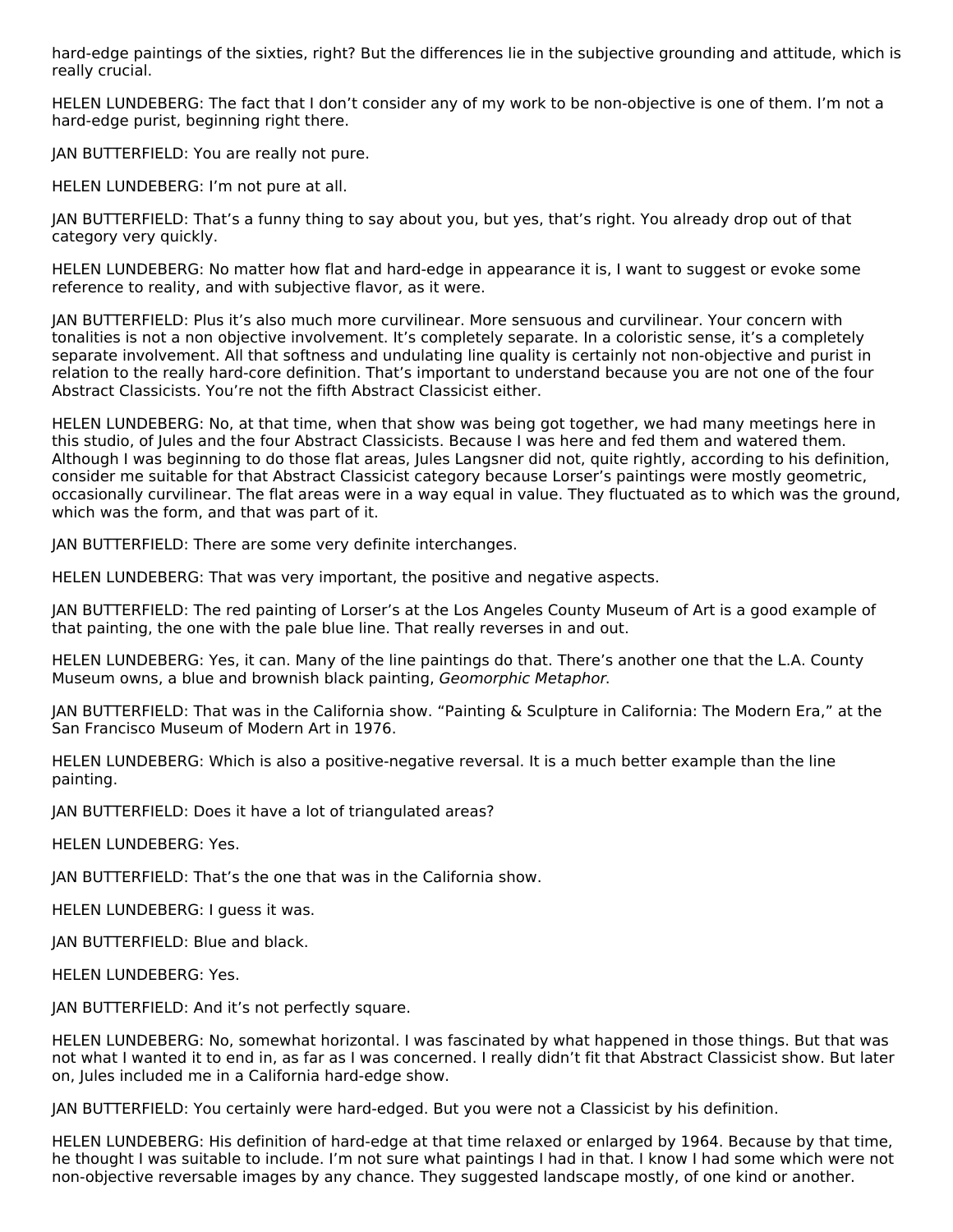hard-edge paintings of the sixties, right? But the differences lie in the subjective grounding and attitude, which is really crucial.

HELEN LUNDEBERG: The fact that I don't consider any of my work to be non-objective is one of them. I'm not a hard-edge purist, beginning right there.

JAN BUTTERFIELD: You are really not pure.

HELEN LUNDEBERG: I'm not pure at all.

JAN BUTTERFIELD: That's a funny thing to say about you, but yes, that's right. You already drop out of that category very quickly.

HELEN LUNDEBERG: No matter how flat and hard-edge in appearance it is, I want to suggest or evoke some reference to reality, and with subjective flavor, as it were.

JAN BUTTERFIELD: Plus it's also much more curvilinear. More sensuous and curvilinear. Your concern with tonalities is not a non objective involvement. It's completely separate. In a coloristic sense, it's a completely separate involvement. All that softness and undulating line quality is certainly not non-objective and purist in relation to the really hard-core definition. That's important to understand because you are not one of the four Abstract Classicists. You're not the fifth Abstract Classicist either.

HELEN LUNDEBERG: No, at that time, when that show was being got together, we had many meetings here in this studio, of Jules and the four Abstract Classicists. Because I was here and fed them and watered them. Although I was beginning to do those flat areas, Jules Langsner did not, quite rightly, according to his definition, consider me suitable for that Abstract Classicist category because Lorser's paintings were mostly geometric, occasionally curvilinear. The flat areas were in a way equal in value. They fluctuated as to which was the ground, which was the form, and that was part of it.

JAN BUTTERFIELD: There are some very definite interchanges.

HELEN LUNDEBERG: That was very important, the positive and negative aspects.

JAN BUTTERFIELD: The red painting of Lorser's at the Los Angeles County Museum of Art is a good example of that painting, the one with the pale blue line. That really reverses in and out.

HELEN LUNDEBERG: Yes, it can. Many of the line paintings do that. There's another one that the L.A. County Museum owns, a blue and brownish black painting, *Geomorphic Metaphor.*

JAN BUTTERFIELD: That was in the California show. "Painting & Sculpture in California: The Modern Era," at the San Francisco Museum of Modern Art in 1976.

HELEN LUNDEBERG: Which is also a positive-negative reversal. It is a much better example than the line painting.

JAN BUTTERFIELD: Does it have a lot of triangulated areas?

HELEN LUNDEBERG: Yes.

JAN BUTTERFIELD: That's the one that was in the California show.

HELEN LUNDEBERG: I guess it was.

JAN BUTTERFIELD: Blue and black.

HELEN LUNDEBERG: Yes.

JAN BUTTERFIELD: And it's not perfectly square.

HELEN LUNDEBERG: No, somewhat horizontal. I was fascinated by what happened in those things. But that was not what I wanted it to end in, as far as I was concerned. I really didn't fit that Abstract Classicist show. But later on, Jules included me in a California hard-edge show.

JAN BUTTERFIELD: You certainly were hard-edged. But you were not a Classicist by his definition.

HELEN LUNDEBERG: His definition of hard-edge at that time relaxed or enlarged by 1964. Because by that time, he thought I was suitable to include. I'm not sure what paintings I had in that. I know I had some which were not non-objective reversable images by any chance. They suggested landscape mostly, of one kind or another.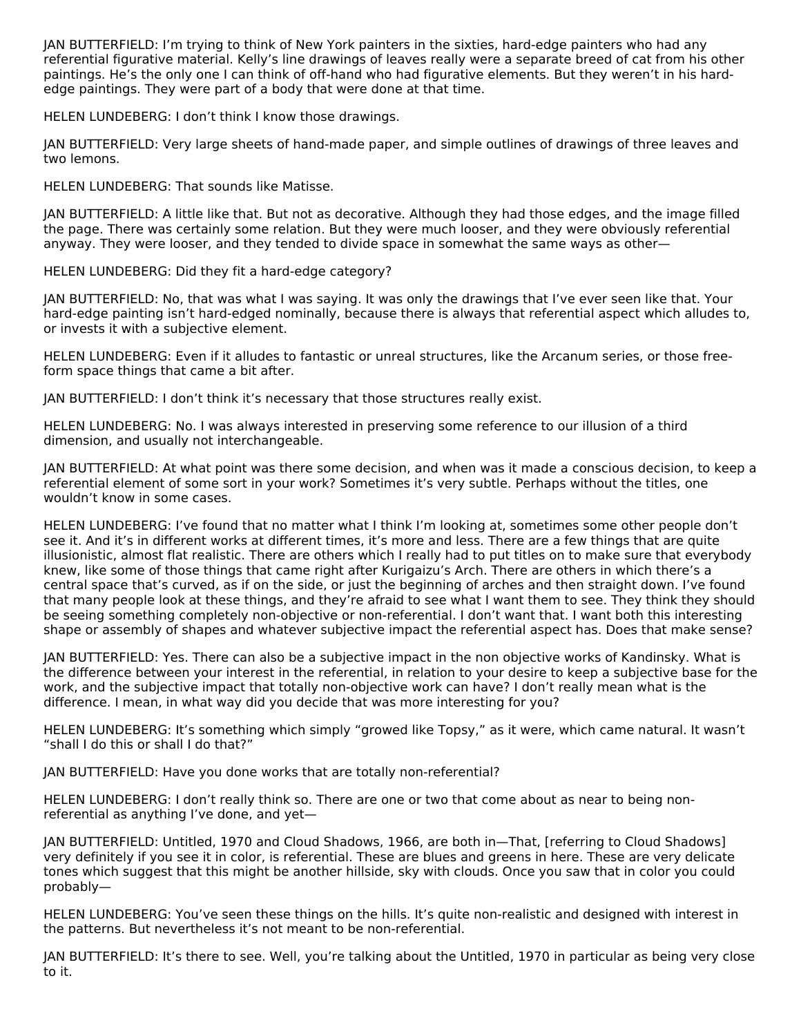JAN BUTTERFIELD: I'm trying to think of New York painters in the sixties, hard-edge painters who had any referential figurative material. Kelly's line drawings of leaves really were a separate breed of cat from his other paintings. He's the only one I can think of off-hand who had figurative elements. But they weren't in his hard-edge paintings. They were part of a body that were done at that time.

HELEN LUNDEBERG: I don't think I know those drawings.

JAN BUTTERFIELD: Very large sheets of hand-made paper, and simple outlines of drawings of three leaves and two lemons.

HELEN LUNDEBERG: That sounds like Matisse.

JAN BUTTERFIELD: A little like that. But not as decorative. Although they had those edges, and the image filled the page. There was certainly some relation. But they were much looser, and they were obviously referential anyway. They were looser, and they tended to divide space in somewhat the same ways as other—

HELEN LUNDEBERG: Did they fit a hard-edge category?

JAN BUTTERFIELD: No, that was what I was saying. It was only the drawings that I've ever seen like that. Your hard-edge painting isn't hard-edged nominally, because there is always that referential aspect which alludes to, or invests it with a subjective element.

HELEN LUNDEBERG: Even if it alludes to fantastic or unreal structures, like the Arcanum series, or those free-form space things that came a bit after.

JAN BUTTERFIELD: I don't think it's necessary that those structures really exist.

HELEN LUNDEBERG: No. I was always interested in preserving some reference to our illusion of a third dimension, and usually not interchangeable.

JAN BUTTERFIELD: At what point was there some decision, and when was it made a conscious decision, to keep a referential element of some sort in your work? Sometimes it's very subtle. Perhaps without the titles, one wouldn't know in some cases.

HELEN LUNDEBERG: I've found that no matter what I think I'm looking at, sometimes some other people don't see it. And it's in different works at different times, it's more and less. There are a few things that are quite illusionistic, almost flat realistic. There are others which I really had to put titles on to make sure that everybody knew, like some of those things that came right after Kurigaizu's Arch. There are others in which there's a central space that's curved, as if on the side, or just the beginning of arches and then straight down. I've found that many people look at these things, and they're afraid to see what I want them to see. They think they should be seeing something completely non-objective or non-referential. I don't want that. I want both this interesting shape or assembly of shapes and whatever subjective impact the referential aspect has. Does that make sense?

JAN BUTTERFIELD: Yes. There can also be a subjective impact in the non objective works of Kandinsky. What is the difference between your interest in the referential, in relation to your desire to keep a subjective base for the work, and the subjective impact that totally non-objective work can have? I don't really mean what is the difference. I mean, in what way did you decide that was more interesting for you?

HELEN LUNDEBERG: It's something which simply "growed like Topsy," as it were, which came natural. It wasn't "shall I do this or shall I do that?"

JAN BUTTERFIELD: Have you done works that are totally non-referential?

HELEN LUNDEBERG: I don't really think so. There are one or two that come about as near to being non-referential as anything I've done, and yet—

JAN BUTTERFIELD: Untitled, 1970 and Cloud Shadows, 1966, are both in—That, [referring to Cloud Shadows] very definitely if you see it in color, is referential. These are blues and greens in here. These are very delicate tones which suggest that this might be another hillside, sky with clouds. Once you saw that in color you could probably—

HELEN LUNDEBERG: You've seen these things on the hills. It's quite non-realistic and designed with interest in the patterns. But nevertheless it's not meant to be non-referential.

JAN BUTTERFIELD: It's there to see. Well, you're talking about the Untitled, 1970 in particular as being very close to it.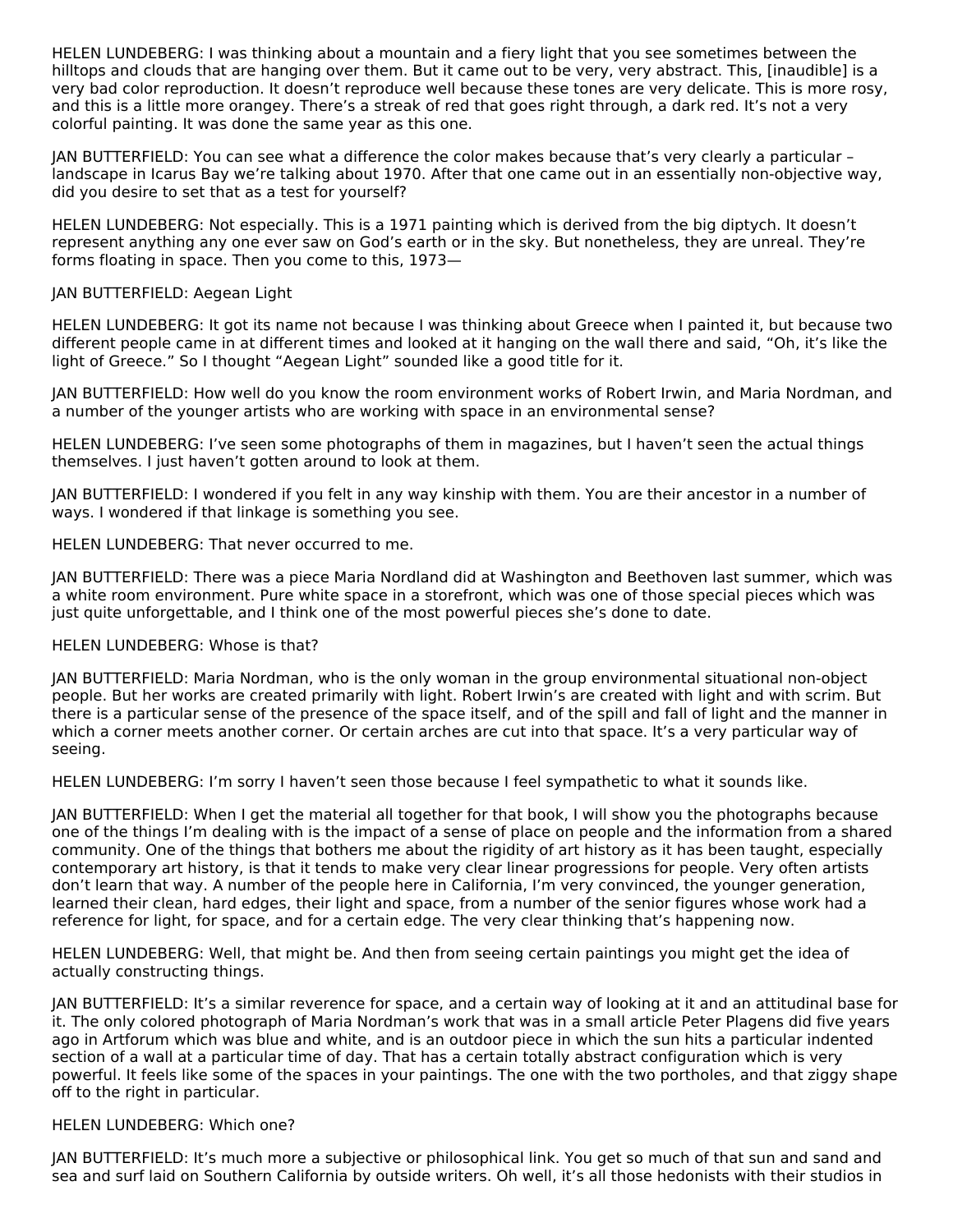HELEN LUNDEBERG: I was thinking about a mountain and a fiery light that you see sometimes between the hilltops and clouds that are hanging over them. But it came out to be very, very abstract. This, [inaudible] is a very bad color reproduction. It doesn't reproduce well because these tones are very delicate. This is more rosy, and this is a little more orangey. There's a streak of red that goes right through, a dark red. It's not a very colorful painting. It was done the same year as this one.

JAN BUTTERFIELD: You can see what a difference the color makes because that's very clearly a particular – landscape in Icarus Bay we're talking about 1970. After that one came out in an essentially non-objective way, did you desire to set that as a test for yourself?

HELEN LUNDEBERG: Not especially. This is a 1971 painting which is derived from the big diptych. It doesn't represent anything any one ever saw on God's earth or in the sky. But nonetheless, they are unreal. They're forms floating in space. Then you come to this, 1973—

JAN BUTTERFIELD: Aegean Light

HELEN LUNDEBERG: It got its name not because I was thinking about Greece when I painted it, but because two different people came in at different times and looked at it hanging on the wall there and said, "Oh, it's like the light of Greece." So I thought "Aegean Light" sounded like a good title for it.

JAN BUTTERFIELD: How well do you know the room environment works of Robert Irwin, and Maria Nordman, and a number of the younger artists who are working with space in an environmental sense?

HELEN LUNDEBERG: I've seen some photographs of them in magazines, but I haven't seen the actual things themselves. I just haven't gotten around to look at them.

JAN BUTTERFIELD: I wondered if you felt in any way kinship with them. You are their ancestor in a number of ways. I wondered if that linkage is something you see.

HELEN LUNDEBERG: That never occurred to me.

JAN BUTTERFIELD: There was a piece Maria Nordland did at Washington and Beethoven last summer, which was a white room environment. Pure white space in a storefront, which was one of those special pieces which was just quite unforgettable, and I think one of the most powerful pieces she's done to date.

HELEN LUNDEBERG: Whose is that?

JAN BUTTERFIELD: Maria Nordman, who is the only woman in the group environmental situational non-object people. But her works are created primarily with light. Robert Irwin's are created with light and with scrim. But there is a particular sense of the presence of the space itself, and of the spill and fall of light and the manner in which a corner meets another corner. Or certain arches are cut into that space. It's a very particular way of seeing.

HELEN LUNDEBERG: I'm sorry I haven't seen those because I feel sympathetic to what it sounds like.

JAN BUTTERFIELD: When I get the material all together for that book, I will show you the photographs because one of the things I'm dealing with is the impact of a sense of place on people and the information from a shared community. One of the things that bothers me about the rigidity of art history as it has been taught, especially contemporary art history, is that it tends to make very clear linear progressions for people. Very often artists don't learn that way. A number of the people here in California, I'm very convinced, the younger generation, learned their clean, hard edges, their light and space, from a number of the senior figures whose work had a reference for light, for space, and for a certain edge. The very clear thinking that's happening now.

HELEN LUNDEBERG: Well, that might be. And then from seeing certain paintings you might get the idea of actually constructing things.

JAN BUTTERFIELD: It's a similar reverence for space, and a certain way of looking at it and an attitudinal base for it. The only colored photograph of Maria Nordman's work that was in a small article Peter Plagens did five years ago in Artforum which was blue and white, and is an outdoor piece in which the sun hits a particular indented section of a wall at a particular time of day. That has a certain totally abstract configuration which is very powerful. It feels like some of the spaces in your paintings. The one with the two portholes, and that ziggy shape off to the right in particular.

HELEN LUNDEBERG: Which one?

JAN BUTTERFIELD: It's much more a subjective or philosophical link. You get so much of that sun and sand and sea and surf laid on Southern California by outside writers. Oh well, it's all those hedonists with their studios in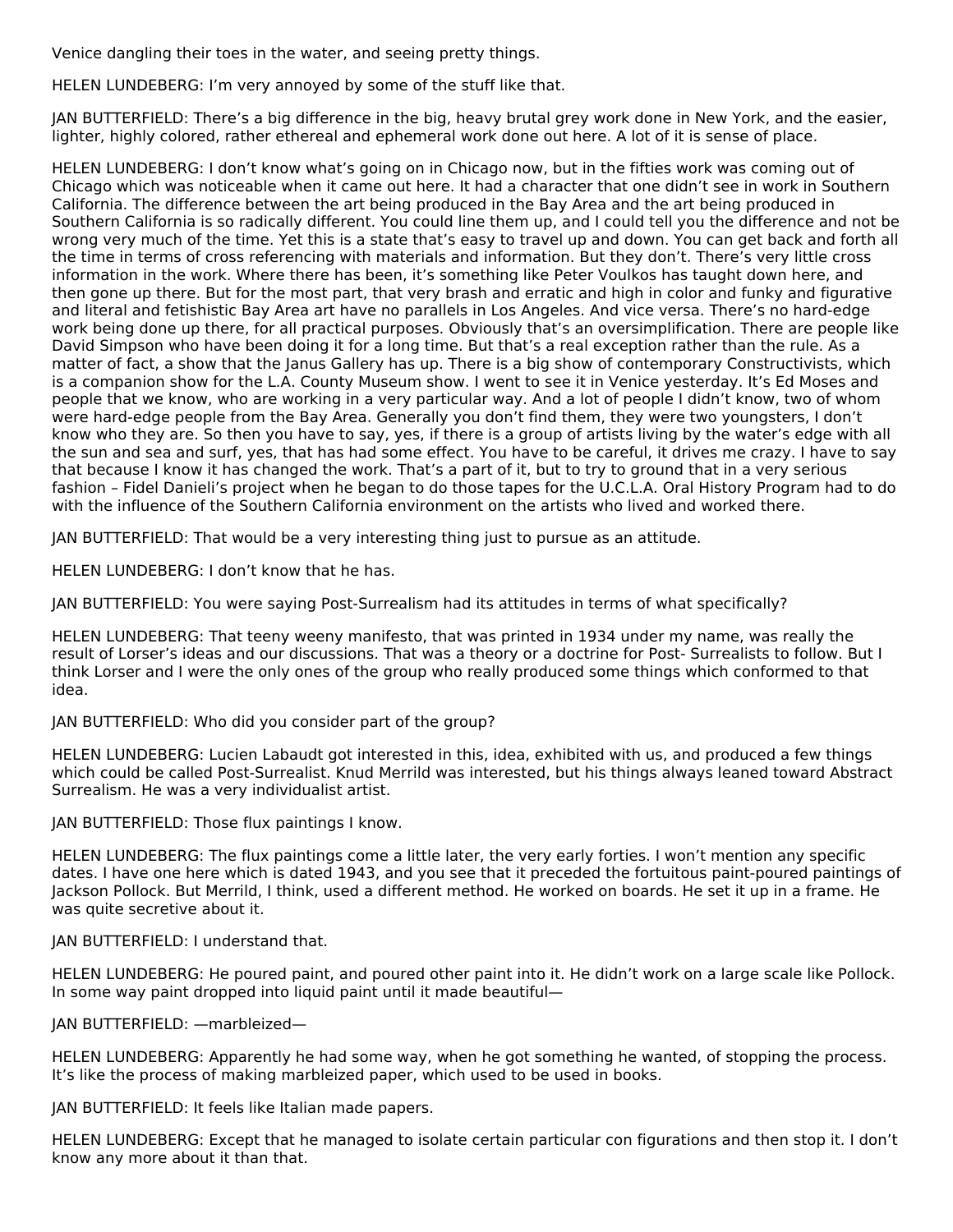Venice dangling their toes in the water, and seeing pretty things.

HELEN LUNDEBERG: I'm very annoyed by some of the stuff like that.

JAN BUTTERFIELD: There's a big difference in the big, heavy brutal grey work done in New York, and the easier, lighter, highly colored, rather ethereal and ephemeral work done out here. A lot of it is sense of place.

HELEN LUNDEBERG: I don't know what's going on in Chicago now, but in the fifties work was coming out of Chicago which was noticeable when it came out here. It had a character that one didn't see in work in Southern California. The difference between the art being produced in the Bay Area and the art being produced in Southern California is so radically different. You could line them up, and I could tell you the difference and not be wrong very much of the time. Yet this is a state that's easy to travel up and down. You can get back and forth all the time in terms of cross referencing with materials and information. But they don't. There's very little cross information in the work. Where there has been, it's something like Peter Voulkos has taught down here, and then gone up there. But for the most part, that very brash and erratic and high in color and funky and figurative and literal and fetishistic Bay Area art have no parallels in Los Angeles. And vice versa. There's no hard-edge work being done up there, for all practical purposes. Obviously that's an oversimplification. There are people like David Simpson who have been doing it for a long time. But that's a real exception rather than the rule. As a matter of fact, a show that the Janus Gallery has up. There is a big show of contemporary Constructivists, which is a companion show for the L.A. County Museum show. I went to see it in Venice yesterday. It's Ed Moses and people that we know, who are working in a very particular way. And a lot of people I didn't know, two of whom were hard-edge people from the Bay Area. Generally you don't find them, they were two youngsters, I don't know who they are. So then you have to say, yes, if there is a group of artists living by the water's edge with all the sun and sea and surf, yes, that has had some effect. You have to be careful, it drives me crazy. I have to say that because I know it has changed the work. That's a part of it, but to try to ground that in a very serious fashion – Fidel Danieli's project when he began to do those tapes for the U.C.L.A. Oral History Program had to do with the influence of the Southern California environment on the artists who lived and worked there.

JAN BUTTERFIELD: That would be a very interesting thing just to pursue as an attitude.

HELEN LUNDEBERG: I don't know that he has.

JAN BUTTERFIELD: You were saying Post-Surrealism had its attitudes in terms of what specifically?

HELEN LUNDEBERG: That teeny weeny manifesto, that was printed in 1934 under my name, was really the result of Lorser's ideas and our discussions. That was a theory or a doctrine for Post- Surrealists to follow. But I think Lorser and I were the only ones of the group who really produced some things which conformed to that idea.

JAN BUTTERFIELD: Who did you consider part of the group?

HELEN LUNDEBERG: Lucien Labaudt got interested in this, idea, exhibited with us, and produced a few things which could be called Post-Surrealist. Knud Merrild was interested, but his things always leaned toward Abstract Surrealism. He was a very individualist artist.

JAN BUTTERFIELD: Those flux paintings I know.

HELEN LUNDEBERG: The flux paintings come a little later, the very early forties. I won't mention any specific dates. I have one here which is dated 1943, and you see that it preceded the fortuitous paint-poured paintings of Jackson Pollock. But Merrild, I think, used a different method. He worked on boards. He set it up in a frame. He was quite secretive about it.

JAN BUTTERFIELD: I understand that.

HELEN LUNDEBERG: He poured paint, and poured other paint into it. He didn't work on a large scale like Pollock. In some way paint dropped into liquid paint until it made beautiful—

JAN BUTTERFIELD: —marbleized—

HELEN LUNDEBERG: Apparently he had some way, when he got something he wanted, of stopping the process. It's like the process of making marbleized paper, which used to be used in books.

JAN BUTTERFIELD: It feels like Italian made papers.

HELEN LUNDEBERG: Except that he managed to isolate certain particular con figurations and then stop it. I don't know any more about it than that.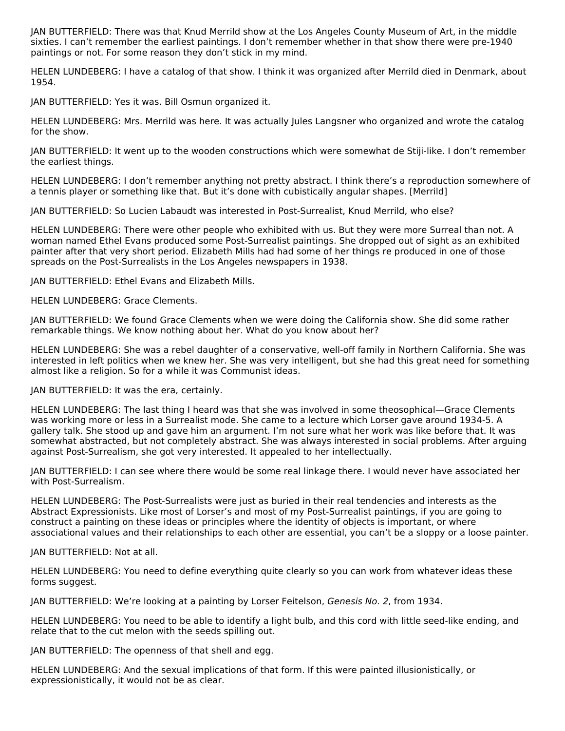JAN BUTTERFIELD: There was that Knud Merrild show at the Los Angeles County Museum of Art, in the middle sixties. I can't remember the earliest paintings. I don't remember whether in that show there were pre-1940 paintings or not. For some reason they don't stick in my mind.

HELEN LUNDEBERG: I have a catalog of that show. I think it was organized after Merrild died in Denmark, about 1954.

JAN BUTTERFIELD: Yes it was. Bill Osmun organized it.

HELEN LUNDEBERG: Mrs. Merrild was here. It was actually Jules Langsner who organized and wrote the catalog for the show.

JAN BUTTERFIELD: It went up to the wooden constructions which were somewhat de Stiji-like. I don't remember the earliest things.

HELEN LUNDEBERG: I don't remember anything not pretty abstract. I think there's a reproduction somewhere of a tennis player or something like that. But it's done with cubistically angular shapes. [Merrild]

JAN BUTTERFIELD: So Lucien Labaudt was interested in Post-Surrealist, Knud Merrild, who else?

HELEN LUNDEBERG: There were other people who exhibited with us. But they were more Surreal than not. A woman named Ethel Evans produced some Post-Surrealist paintings. She dropped out of sight as an exhibited painter after that very short period. Elizabeth Mills had had some of her things re produced in one of those spreads on the Post-Surrealists in the Los Angeles newspapers in 1938.

JAN BUTTERFIELD: Ethel Evans and Elizabeth Mills.

HELEN LUNDEBERG: Grace Clements.

JAN BUTTERFIELD: We found Grace Clements when we were doing the California show. She did some rather remarkable things. We know nothing about her. What do you know about her?

HELEN LUNDEBERG: She was a rebel daughter of a conservative, well-off family in Northern California. She was interested in left politics when we knew her. She was very intelligent, but she had this great need for something almost like a religion. So for a while it was Communist ideas.

JAN BUTTERFIELD: It was the era, certainly.

HELEN LUNDEBERG: The last thing I heard was that she was involved in some theosophical—Grace Clements was working more or less in a Surrealist mode. She came to a lecture which Lorser gave around 1934-5. A gallery talk. She stood up and gave him an argument. I'm not sure what her work was like before that. It was somewhat abstracted, but not completely abstract. She was always interested in social problems. After arguing against Post-Surrealism, she got very interested. It appealed to her intellectually.

JAN BUTTERFIELD: I can see where there would be some real linkage there. I would never have associated her with Post-Surrealism.

HELEN LUNDEBERG: The Post-Surrealists were just as buried in their real tendencies and interests as the Abstract Expressionists. Like most of Lorser's and most of my Post-Surrealist paintings, if you are going to construct a painting on these ideas or principles where the identity of objects is important, or where associational values and their relationships to each other are essential, you can't be a sloppy or a loose painter.

JAN BUTTERFIELD: Not at all.

HELEN LUNDEBERG: You need to define everything quite clearly so you can work from whatever ideas these forms suggest.

JAN BUTTERFIELD: We're looking at a painting by Lorser Feitelson, *Genesis No. 2*, from 1934.

HELEN LUNDEBERG: You need to be able to identify a light bulb, and this cord with little seed-like ending, and relate that to the cut melon with the seeds spilling out.

JAN BUTTERFIELD: The openness of that shell and egg.

HELEN LUNDEBERG: And the sexual implications of that form. If this were painted illusionistically, or expressionistically, it would not be as clear.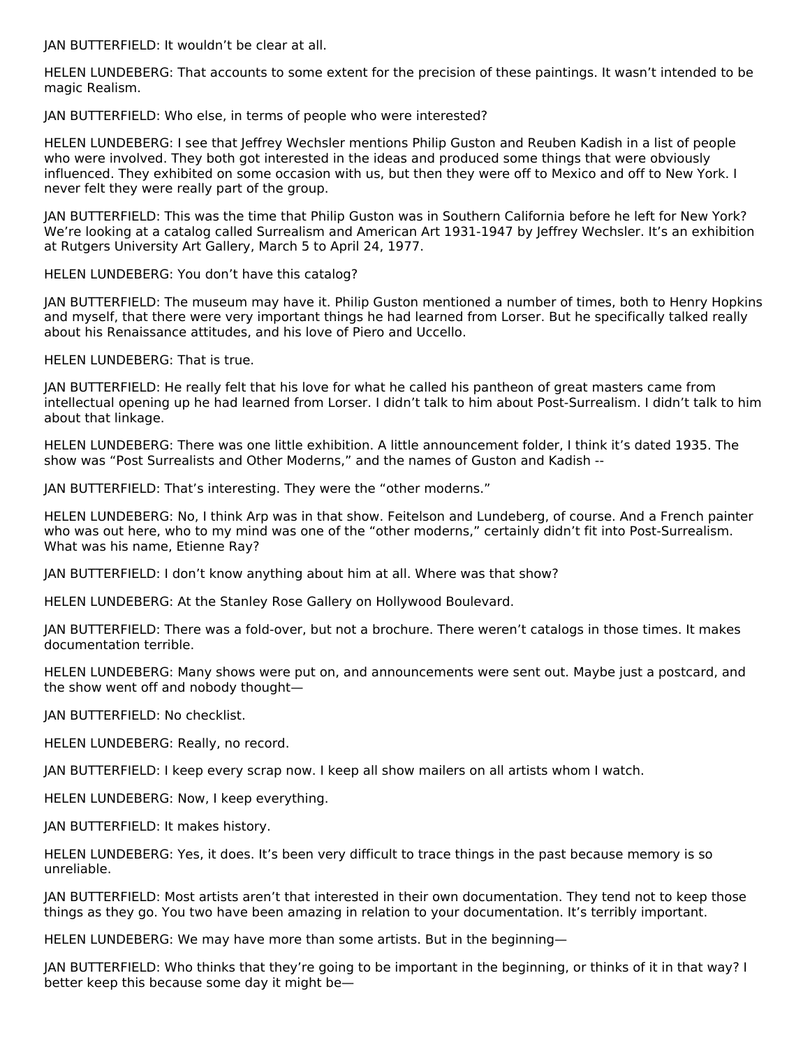JAN BUTTERFIELD: It wouldn't be clear at all.

HELEN LUNDEBERG: That accounts to some extent for the precision of these paintings. It wasn't intended to be magic Realism.

JAN BUTTERFIELD: Who else, in terms of people who were interested?

HELEN LUNDEBERG: I see that Jeffrey Wechsler mentions Philip Guston and Reuben Kadish in a list of people who were involved. They both got interested in the ideas and produced some things that were obviously influenced. They exhibited on some occasion with us, but then they were off to Mexico and off to New York. I never felt they were really part of the group.

JAN BUTTERFIELD: This was the time that Philip Guston was in Southern California before he left for New York? We're looking at a catalog called Surrealism and American Art 1931-1947 by Jeffrey Wechsler. It's an exhibition at Rutgers University Art Gallery, March 5 to April 24, 1977.

HELEN LUNDEBERG: You don't have this catalog?

JAN BUTTERFIELD: The museum may have it. Philip Guston mentioned a number of times, both to Henry Hopkins and myself, that there were very important things he had learned from Lorser. But he specifically talked really about his Renaissance attitudes, and his love of Piero and Uccello.

HELEN LUNDEBERG: That is true.

JAN BUTTERFIELD: He really felt that his love for what he called his pantheon of great masters came from intellectual opening up he had learned from Lorser. I didn't talk to him about Post-Surrealism. I didn't talk to him about that linkage.

HELEN LUNDEBERG: There was one little exhibition. A little announcement folder, I think it's dated 1935. The show was "Post Surrealists and Other Moderns," and the names of Guston and Kadish --

JAN BUTTERFIELD: That's interesting. They were the "other moderns."

HELEN LUNDEBERG: No, I think Arp was in that show. Feitelson and Lundeberg, of course. And a French painter who was out here, who to my mind was one of the "other moderns," certainly didn't fit into Post-Surrealism. What was his name, Etienne Ray?

JAN BUTTERFIELD: I don't know anything about him at all. Where was that show?

HELEN LUNDEBERG: At the Stanley Rose Gallery on Hollywood Boulevard.

JAN BUTTERFIELD: There was a fold-over, but not a brochure. There weren't catalogs in those times. It makes documentation terrible.

HELEN LUNDEBERG: Many shows were put on, and announcements were sent out. Maybe just a postcard, and the show went off and nobody thought—

JAN BUTTERFIELD: No checklist.

HELEN LUNDEBERG: Really, no record.

JAN BUTTERFIELD: I keep every scrap now. I keep all show mailers on all artists whom I watch.

HELEN LUNDEBERG: Now, I keep everything.

JAN BUTTERFIELD: It makes history.

HELEN LUNDEBERG: Yes, it does. It's been very difficult to trace things in the past because memory is so unreliable.

JAN BUTTERFIELD: Most artists aren't that interested in their own documentation. They tend not to keep those things as they go. You two have been amazing in relation to your documentation. It's terribly important.

HELEN LUNDEBERG: We may have more than some artists. But in the beginning—

JAN BUTTERFIELD: Who thinks that they're going to be important in the beginning, or thinks of it in that way? I better keep this because some day it might be—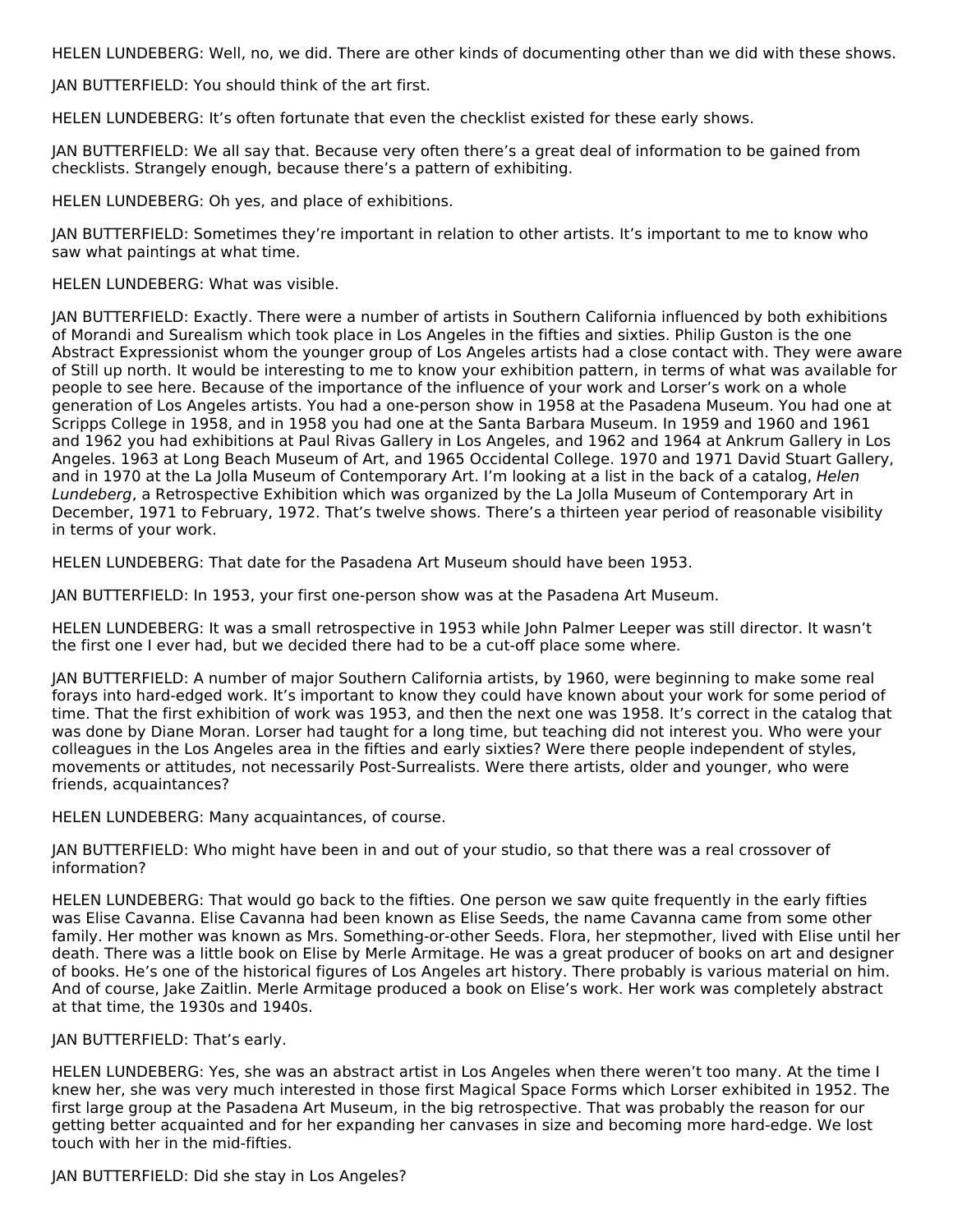HELEN LUNDEBERG: Well, no, we did. There are other kinds of documenting other than we did with these shows.

JAN BUTTERFIELD: You should think of the art first.

HELEN LUNDEBERG: It’s often fortunate that even the checklist existed for these early shows.

JAN BUTTERFIELD: We all say that. Because very often there’s a great deal of information to be gained from checklists. Strangely enough, because there’s a pattern of exhibiting.

HELEN LUNDEBERG: Oh yes, and place of exhibitions.

JAN BUTTERFIELD: Sometimes they’re important in relation to other artists. It’s important to me to know who saw what paintings at what time.

HELEN LUNDEBERG: What was visible.

JAN BUTTERFIELD: Exactly. There were a number of artists in Southern California influenced by both exhibitions of Morandi and Surealism which took place in Los Angeles in the fifties and sixties. Philip Guston is the one Abstract Expressionist whom the younger group of Los Angeles artists had a close contact with. They were aware of Still up north. It would be interesting to me to know your exhibition pattern, in terms of what was available for people to see here. Because of the importance of the influence of your work and Lorser’s work on a whole generation of Los Angeles artists. You had a one-person show in 1958 at the Pasadena Museum. You had one at Scripps College in 1958, and in 1958 you had one at the Santa Barbara Museum. In 1959 and 1960 and 1961 and 1962 you had exhibitions at Paul Rivas Gallery in Los Angeles, and 1962 and 1964 at Ankrum Gallery in Los Angeles. 1963 at Long Beach Museum of Art, and 1965 Occidental College. 1970 and 1971 David Stuart Gallery, and in 1970 at the La Jolla Museum of Contemporary Art. I’m looking at a list in the back of a catalog, *Helen Lundeberg*, a Retrospective Exhibition which was organized by the La Jolla Museum of Contemporary Art in December, 1971 to February, 1972. That’s twelve shows. There’s a thirteen year period of reasonable visibility in terms of your work.

HELEN LUNDEBERG: That date for the Pasadena Art Museum should have been 1953.

JAN BUTTERFIELD: In 1953, your first one-person show was at the Pasadena Art Museum.

HELEN LUNDEBERG: It was a small retrospective in 1953 while John Palmer Leeper was still director. It wasn’t the first one I ever had, but we decided there had to be a cut-off place some where.

JAN BUTTERFIELD: A number of major Southern California artists, by 1960, were beginning to make some real forays into hard-edged work. It’s important to know they could have known about your work for some period of time. That the first exhibition of work was 1953, and then the next one was 1958. It’s correct in the catalog that was done by Diane Moran. Lorser had taught for a long time, but teaching did not interest you. Who were your colleagues in the Los Angeles area in the fifties and early sixties? Were there people independent of styles, movements or attitudes, not necessarily Post-Surrealists. Were there artists, older and younger, who were friends, acquaintances?

HELEN LUNDEBERG: Many acquaintances, of course.

JAN BUTTERFIELD: Who might have been in and out of your studio, so that there was a real crossover of information?

HELEN LUNDEBERG: That would go back to the fifties. One person we saw quite frequently in the early fifties was Elise Cavanna. Elise Cavanna had been known as Elise Seeds, the name Cavanna came from some other family. Her mother was known as Mrs. Something-or-other Seeds. Flora, her stepmother, lived with Elise until her death. There was a little book on Elise by Merle Armitage. He was a great producer of books on art and designer of books. He’s one of the historical figures of Los Angeles art history. There probably is various material on him. And of course, Jake Zaitlin. Merle Armitage produced a book on Elise’s work. Her work was completely abstract at that time, the 1930s and 1940s.

JAN BUTTERFIELD: That’s early.

HELEN LUNDEBERG: Yes, she was an abstract artist in Los Angeles when there weren’t too many. At the time I knew her, she was very much interested in those first Magical Space Forms which Lorser exhibited in 1952. The first large group at the Pasadena Art Museum, in the big retrospective. That was probably the reason for our getting better acquainted and for her expanding her canvases in size and becoming more hard-edge. We lost touch with her in the mid-fifties.

JAN BUTTERFIELD: Did she stay in Los Angeles?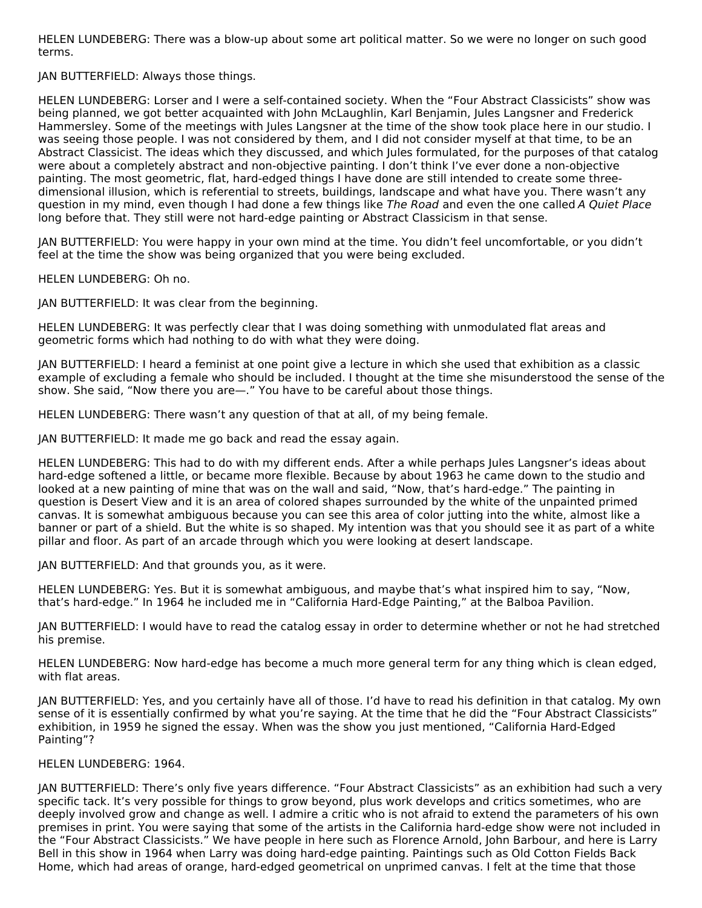HELEN LUNDEBERG: There was a blow-up about some art political matter. So we were no longer on such good terms.

JAN BUTTERFIELD: Always those things.

HELEN LUNDEBERG: Lorser and I were a self-contained society. When the “Four Abstract Classicists” show was being planned, we got better acquainted with John McLaughlin, Karl Benjamin, Jules Langsner and Frederick Hammersley. Some of the meetings with Jules Langsner at the time of the show took place here in our studio. I was seeing those people. I was not considered by them, and I did not consider myself at that time, to be an Abstract Classicist. The ideas which they discussed, and which Jules formulated, for the purposes of that catalog were about a completely abstract and non-objective painting. I don’t think I’ve ever done a non-objective painting. The most geometric, flat, hard-edged things I have done are still intended to create some three-dimensional illusion, which is referential to streets, buildings, landscape and what have you. There wasn’t any question in my mind, even though I had done a few things like *The Road* and even the one called *A Quiet Place* long before that. They still were not hard-edge painting or Abstract Classicism in that sense.

JAN BUTTERFIELD: You were happy in your own mind at the time. You didn’t feel uncomfortable, or you didn’t feel at the time the show was being organized that you were being excluded.

HELEN LUNDEBERG: Oh no.

JAN BUTTERFIELD: It was clear from the beginning.

HELEN LUNDEBERG: It was perfectly clear that I was doing something with unmodulated flat areas and geometric forms which had nothing to do with what they were doing.

JAN BUTTERFIELD: I heard a feminist at one point give a lecture in which she used that exhibition as a classic example of excluding a female who should be included. I thought at the time she misunderstood the sense of the show. She said, “Now there you are—.” You have to be careful about those things.

HELEN LUNDEBERG: There wasn’t any question of that at all, of my being female.

JAN BUTTERFIELD: It made me go back and read the essay again.

HELEN LUNDEBERG: This had to do with my different ends. After a while perhaps Jules Langsner’s ideas about hard-edge softened a little, or became more flexible. Because by about 1963 he came down to the studio and looked at a new painting of mine that was on the wall and said, “Now, that’s hard-edge.” The painting in question is Desert View and it is an area of colored shapes surrounded by the white of the unpainted primed canvas. It is somewhat ambiguous because you can see this area of color jutting into the white, almost like a banner or part of a shield. But the white is so shaped. My intention was that you should see it as part of a white pillar and floor. As part of an arcade through which you were looking at desert landscape.

JAN BUTTERFIELD: And that grounds you, as it were.

HELEN LUNDEBERG: Yes. But it is somewhat ambiguous, and maybe that’s what inspired him to say, “Now, that’s hard-edge.” In 1964 he included me in “California Hard-Edge Painting,” at the Balboa Pavilion.

JAN BUTTERFIELD: I would have to read the catalog essay in order to determine whether or not he had stretched his premise.

HELEN LUNDEBERG: Now hard-edge has become a much more general term for any thing which is clean edged, with flat areas.

JAN BUTTERFIELD: Yes, and you certainly have all of those. I’d have to read his definition in that catalog. My own sense of it is essentially confirmed by what you’re saying. At the time that he did the “Four Abstract Classicists” exhibition, in 1959 he signed the essay. When was the show you just mentioned, “California Hard-Edged Painting”?

HELEN LUNDEBERG: 1964.

JAN BUTTERFIELD: There’s only five years difference. “Four Abstract Classicists” as an exhibition had such a very specific tack. It’s very possible for things to grow beyond, plus work develops and critics sometimes, who are deeply involved grow and change as well. I admire a critic who is not afraid to extend the parameters of his own premises in print. You were saying that some of the artists in the California hard-edge show were not included in the “Four Abstract Classicists.” We have people in here such as Florence Arnold, John Barbour, and here is Larry Bell in this show in 1964 when Larry was doing hard-edge painting. Paintings such as Old Cotton Fields Back Home, which had areas of orange, hard-edged geometrical on unprimed canvas. I felt at the time that those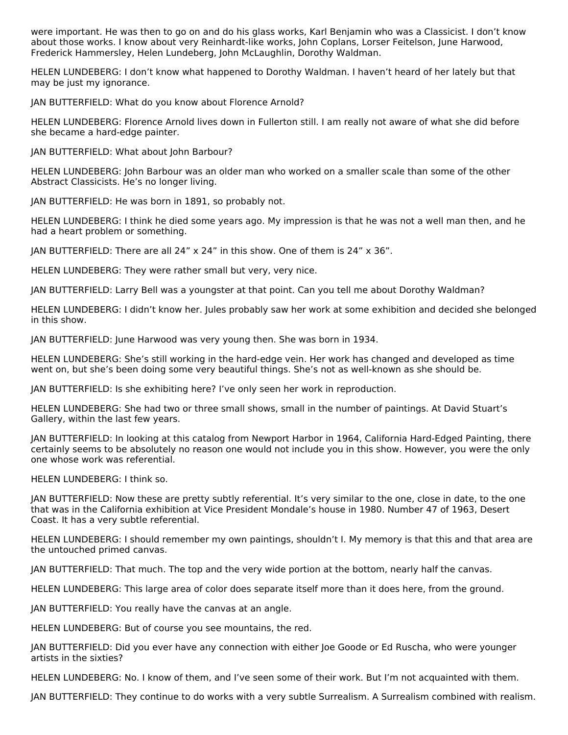were important. He was then to go on and do his glass works, Karl Benjamin who was a Classicist. I don't know about those works. I know about very Reinhardt-like works, John Coplans, Lorser Feitelson, June Harwood, Frederick Hammersley, Helen Lundeberg, John McLaughlin, Dorothy Waldman.

HELEN LUNDEBERG: I don't know what happened to Dorothy Waldman. I haven't heard of her lately but that may be just my ignorance.

JAN BUTTERFIELD: What do you know about Florence Arnold?

HELEN LUNDEBERG: Florence Arnold lives down in Fullerton still. I am really not aware of what she did before she became a hard-edge painter.

JAN BUTTERFIELD: What about John Barbour?

HELEN LUNDEBERG: John Barbour was an older man who worked on a smaller scale than some of the other Abstract Classicists. He's no longer living.

JAN BUTTERFIELD: He was born in 1891, so probably not.

HELEN LUNDEBERG: I think he died some years ago. My impression is that he was not a well man then, and he had a heart problem or something.

JAN BUTTERFIELD: There are all 24" x 24" in this show. One of them is 24" x 36".

HELEN LUNDEBERG: They were rather small but very, very nice.

JAN BUTTERFIELD: Larry Bell was a youngster at that point. Can you tell me about Dorothy Waldman?

HELEN LUNDEBERG: I didn't know her. Jules probably saw her work at some exhibition and decided she belonged in this show.

JAN BUTTERFIELD: June Harwood was very young then. She was born in 1934.

HELEN LUNDEBERG: She's still working in the hard-edge vein. Her work has changed and developed as time went on, but she's been doing some very beautiful things. She's not as well-known as she should be.

JAN BUTTERFIELD: Is she exhibiting here? I've only seen her work in reproduction.

HELEN LUNDEBERG: She had two or three small shows, small in the number of paintings. At David Stuart's Gallery, within the last few years.

JAN BUTTERFIELD: In looking at this catalog from Newport Harbor in 1964, California Hard-Edged Painting, there certainly seems to be absolutely no reason one would not include you in this show. However, you were the only one whose work was referential.

HELEN LUNDEBERG: I think so.

JAN BUTTERFIELD: Now these are pretty subtly referential. It's very similar to the one, close in date, to the one that was in the California exhibition at Vice President Mondale's house in 1980. Number 47 of 1963, Desert Coast. It has a very subtle referential.

HELEN LUNDEBERG: I should remember my own paintings, shouldn't I. My memory is that this and that area are the untouched primed canvas.

JAN BUTTERFIELD: That much. The top and the very wide portion at the bottom, nearly half the canvas.

HELEN LUNDEBERG: This large area of color does separate itself more than it does here, from the ground.

JAN BUTTERFIELD: You really have the canvas at an angle.

HELEN LUNDEBERG: But of course you see mountains, the red.

JAN BUTTERFIELD: Did you ever have any connection with either Joe Goode or Ed Ruscha, who were younger artists in the sixties?

HELEN LUNDEBERG: No. I know of them, and I've seen some of their work. But I'm not acquainted with them.

JAN BUTTERFIELD: They continue to do works with a very subtle Surrealism. A Surrealism combined with realism.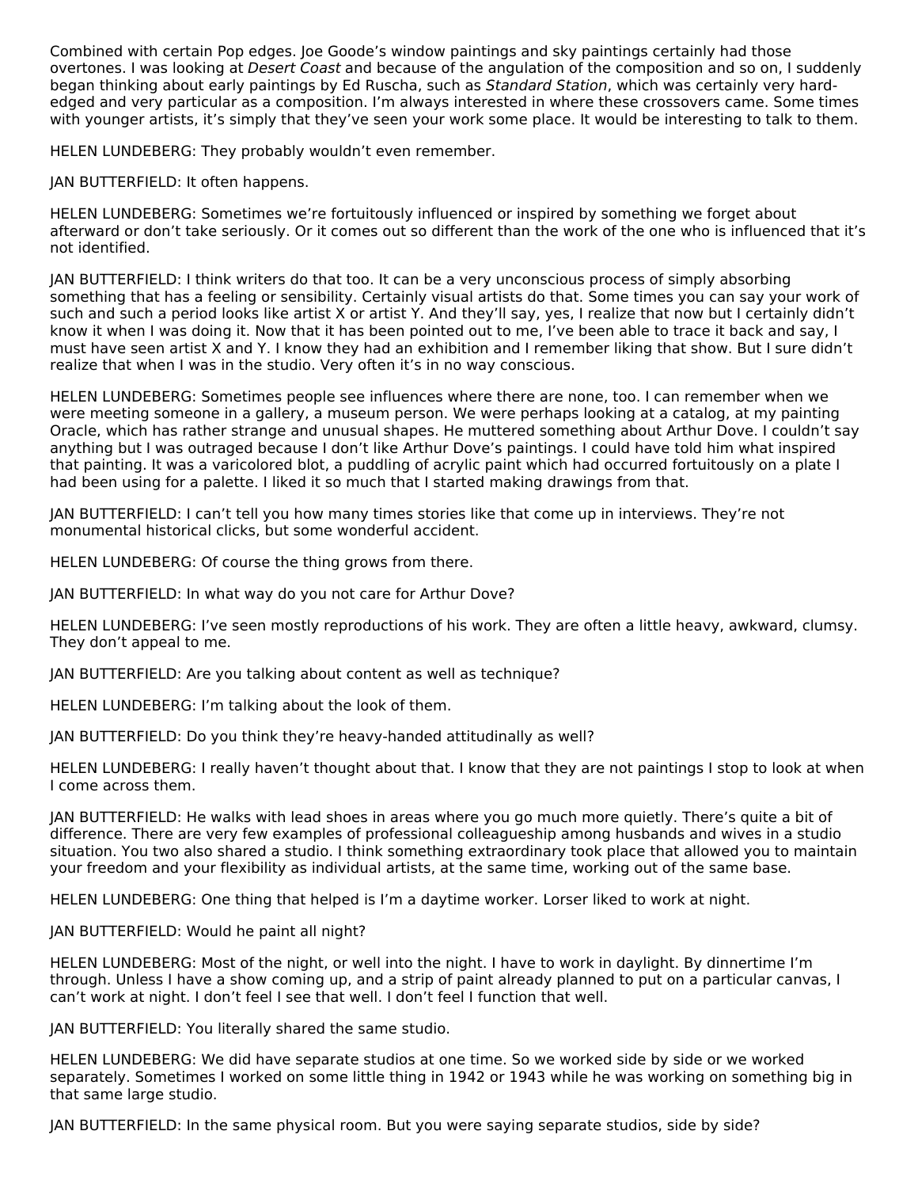Combined with certain Pop edges. Joe Goode's window paintings and sky paintings certainly had those overtones. I was looking at *Desert Coast* and because of the angulation of the composition and so on, I suddenly began thinking about early paintings by Ed Ruscha, such as *Standard Station*, which was certainly very hard-edged and very particular as a composition. I'm always interested in where these crossovers came. Some times with younger artists, it's simply that they've seen your work some place. It would be interesting to talk to them.

HELEN LUNDEBERG: They probably wouldn't even remember.

JAN BUTTERFIELD: It often happens.

HELEN LUNDEBERG: Sometimes we're fortuitously influenced or inspired by something we forget about afterward or don't take seriously. Or it comes out so different than the work of the one who is influenced that it's not identified.

JAN BUTTERFIELD: I think writers do that too. It can be a very unconscious process of simply absorbing something that has a feeling or sensibility. Certainly visual artists do that. Some times you can say your work of such and such a period looks like artist X or artist Y. And they'll say, yes, I realize that now but I certainly didn't know it when I was doing it. Now that it has been pointed out to me, I've been able to trace it back and say, I must have seen artist X and Y. I know they had an exhibition and I remember liking that show. But I sure didn't realize that when I was in the studio. Very often it's in no way conscious.

HELEN LUNDEBERG: Sometimes people see influences where there are none, too. I can remember when we were meeting someone in a gallery, a museum person. We were perhaps looking at a catalog, at my painting Oracle, which has rather strange and unusual shapes. He muttered something about Arthur Dove. I couldn't say anything but I was outraged because I don't like Arthur Dove's paintings. I could have told him what inspired that painting. It was a varicolored blot, a puddling of acrylic paint which had occurred fortuitously on a plate I had been using for a palette. I liked it so much that I started making drawings from that.

JAN BUTTERFIELD: I can't tell you how many times stories like that come up in interviews. They're not monumental historical clicks, but some wonderful accident.

HELEN LUNDEBERG: Of course the thing grows from there.

JAN BUTTERFIELD: In what way do you not care for Arthur Dove?

HELEN LUNDEBERG: I've seen mostly reproductions of his work. They are often a little heavy, awkward, clumsy. They don't appeal to me.

JAN BUTTERFIELD: Are you talking about content as well as technique?

HELEN LUNDEBERG: I'm talking about the look of them.

JAN BUTTERFIELD: Do you think they're heavy-handed attitudinally as well?

HELEN LUNDEBERG: I really haven't thought about that. I know that they are not paintings I stop to look at when I come across them.

JAN BUTTERFIELD: He walks with lead shoes in areas where you go much more quietly. There's quite a bit of difference. There are very few examples of professional colleagueship among husbands and wives in a studio situation. You two also shared a studio. I think something extraordinary took place that allowed you to maintain your freedom and your flexibility as individual artists, at the same time, working out of the same base.

HELEN LUNDEBERG: One thing that helped is I'm a daytime worker. Lorser liked to work at night.

JAN BUTTERFIELD: Would he paint all night?

HELEN LUNDEBERG: Most of the night, or well into the night. I have to work in daylight. By dinnertime I'm through. Unless I have a show coming up, and a strip of paint already planned to put on a particular canvas, I can't work at night. I don't feel I see that well. I don't feel I function that well.

JAN BUTTERFIELD: You literally shared the same studio.

HELEN LUNDEBERG: We did have separate studios at one time. So we worked side by side or we worked separately. Sometimes I worked on some little thing in 1942 or 1943 while he was working on something big in that same large studio.

JAN BUTTERFIELD: In the same physical room. But you were saying separate studios, side by side?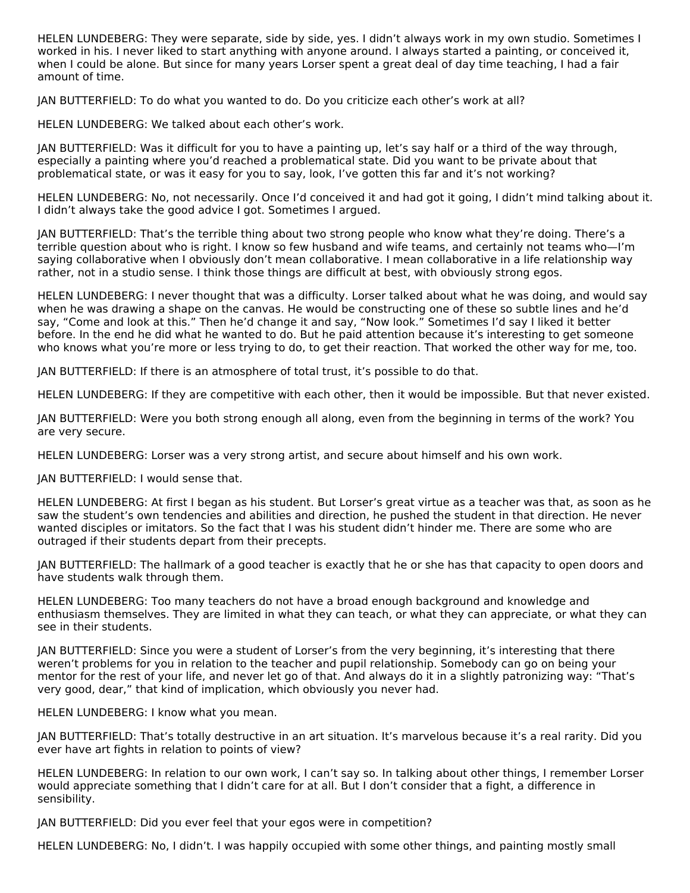HELEN LUNDEBERG: They were separate, side by side, yes. I didn't always work in my own studio. Sometimes I worked in his. I never liked to start anything with anyone around. I always started a painting, or conceived it, when I could be alone. But since for many years Lorser spent a great deal of day time teaching, I had a fair amount of time.

JAN BUTTERFIELD: To do what you wanted to do. Do you criticize each other's work at all?

HELEN LUNDEBERG: We talked about each other's work.

JAN BUTTERFIELD: Was it difficult for you to have a painting up, let's say half or a third of the way through, especially a painting where you'd reached a problematical state. Did you want to be private about that problematical state, or was it easy for you to say, look, I've gotten this far and it's not working?

HELEN LUNDEBERG: No, not necessarily. Once I'd conceived it and had got it going, I didn't mind talking about it. I didn't always take the good advice I got. Sometimes I argued.

JAN BUTTERFIELD: That's the terrible thing about two strong people who know what they're doing. There's a terrible question about who is right. I know so few husband and wife teams, and certainly not teams who—I'm saying collaborative when I obviously don't mean collaborative. I mean collaborative in a life relationship way rather, not in a studio sense. I think those things are difficult at best, with obviously strong egos.

HELEN LUNDEBERG: I never thought that was a difficulty. Lorser talked about what he was doing, and would say when he was drawing a shape on the canvas. He would be constructing one of these so subtle lines and he'd say, "Come and look at this." Then he'd change it and say, "Now look." Sometimes I'd say I liked it better before. In the end he did what he wanted to do. But he paid attention because it's interesting to get someone who knows what you're more or less trying to do, to get their reaction. That worked the other way for me, too.

JAN BUTTERFIELD: If there is an atmosphere of total trust, it's possible to do that.

HELEN LUNDEBERG: If they are competitive with each other, then it would be impossible. But that never existed.

JAN BUTTERFIELD: Were you both strong enough all along, even from the beginning in terms of the work? You are very secure.

HELEN LUNDEBERG: Lorser was a very strong artist, and secure about himself and his own work.

JAN BUTTERFIELD: I would sense that.

HELEN LUNDEBERG: At first I began as his student. But Lorser's great virtue as a teacher was that, as soon as he saw the student's own tendencies and abilities and direction, he pushed the student in that direction. He never wanted disciples or imitators. So the fact that I was his student didn't hinder me. There are some who are outraged if their students depart from their precepts.

JAN BUTTERFIELD: The hallmark of a good teacher is exactly that he or she has that capacity to open doors and have students walk through them.

HELEN LUNDEBERG: Too many teachers do not have a broad enough background and knowledge and enthusiasm themselves. They are limited in what they can teach, or what they can appreciate, or what they can see in their students.

JAN BUTTERFIELD: Since you were a student of Lorser's from the very beginning, it's interesting that there weren't problems for you in relation to the teacher and pupil relationship. Somebody can go on being your mentor for the rest of your life, and never let go of that. And always do it in a slightly patronizing way: "That's very good, dear," that kind of implication, which obviously you never had.

HELEN LUNDEBERG: I know what you mean.

JAN BUTTERFIELD: That's totally destructive in an art situation. It's marvelous because it's a real rarity. Did you ever have art fights in relation to points of view?

HELEN LUNDEBERG: In relation to our own work, I can't say so. In talking about other things, I remember Lorser would appreciate something that I didn't care for at all. But I don't consider that a fight, a difference in sensibility.

JAN BUTTERFIELD: Did you ever feel that your egos were in competition?

HELEN LUNDEBERG: No, I didn't. I was happily occupied with some other things, and painting mostly small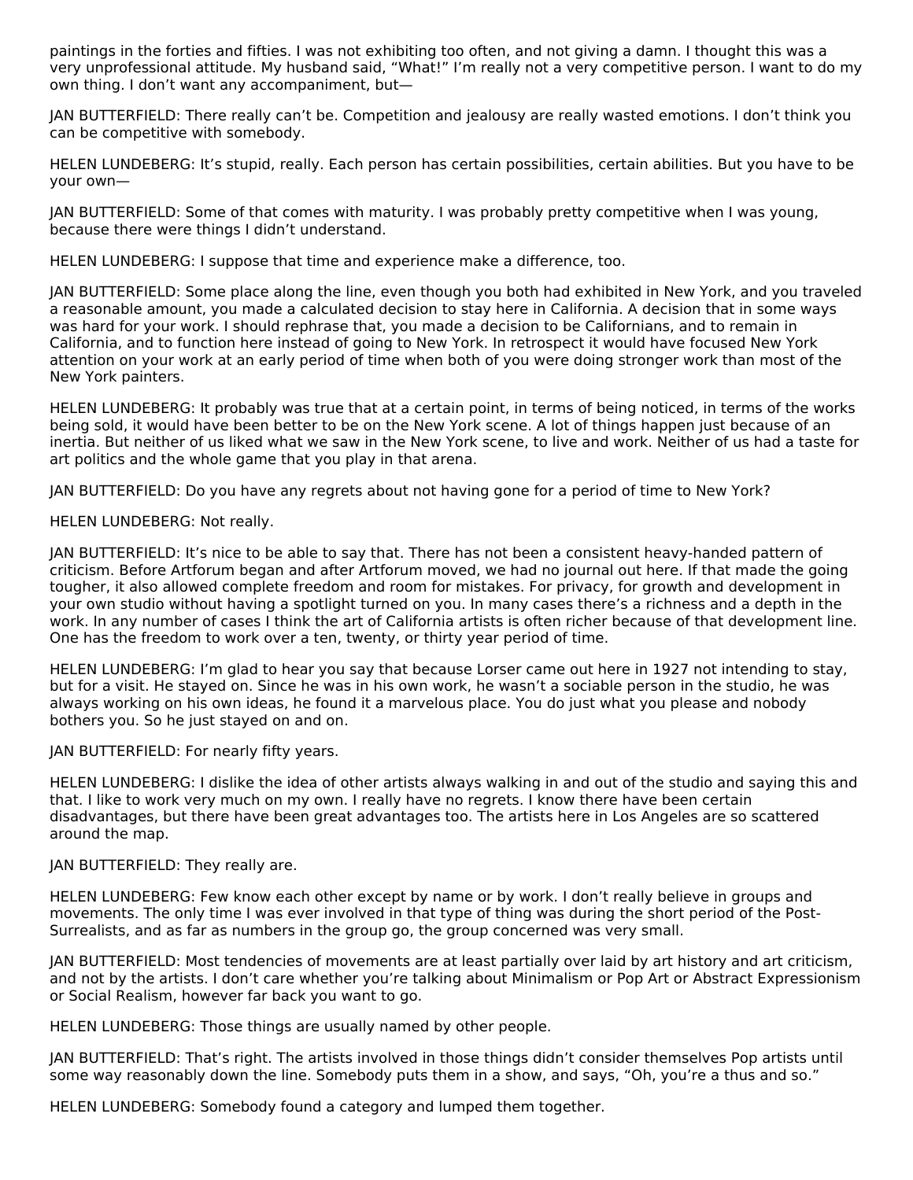paintings in the forties and fifties. I was not exhibiting too often, and not giving a damn. I thought this was a very unprofessional attitude. My husband said, "What!" I'm really not a very competitive person. I want to do my own thing. I don't want any accompaniment, but—

JAN BUTTERFIELD: There really can't be. Competition and jealousy are really wasted emotions. I don't think you can be competitive with somebody.

HELEN LUNDEBERG: It's stupid, really. Each person has certain possibilities, certain abilities. But you have to be your own—

JAN BUTTERFIELD: Some of that comes with maturity. I was probably pretty competitive when I was young, because there were things I didn't understand.

HELEN LUNDEBERG: I suppose that time and experience make a difference, too.

JAN BUTTERFIELD: Some place along the line, even though you both had exhibited in New York, and you traveled a reasonable amount, you made a calculated decision to stay here in California. A decision that in some ways was hard for your work. I should rephrase that, you made a decision to be Californians, and to remain in California, and to function here instead of going to New York. In retrospect it would have focused New York attention on your work at an early period of time when both of you were doing stronger work than most of the New York painters.

HELEN LUNDEBERG: It probably was true that at a certain point, in terms of being noticed, in terms of the works being sold, it would have been better to be on the New York scene. A lot of things happen just because of an inertia. But neither of us liked what we saw in the New York scene, to live and work. Neither of us had a taste for art politics and the whole game that you play in that arena.

JAN BUTTERFIELD: Do you have any regrets about not having gone for a period of time to New York?

HELEN LUNDEBERG: Not really.

JAN BUTTERFIELD: It's nice to be able to say that. There has not been a consistent heavy-handed pattern of criticism. Before Artforum began and after Artforum moved, we had no journal out here. If that made the going tougher, it also allowed complete freedom and room for mistakes. For privacy, for growth and development in your own studio without having a spotlight turned on you. In many cases there's a richness and a depth in the work. In any number of cases I think the art of California artists is often richer because of that development line. One has the freedom to work over a ten, twenty, or thirty year period of time.

HELEN LUNDEBERG: I'm glad to hear you say that because Lorser came out here in 1927 not intending to stay, but for a visit. He stayed on. Since he was in his own work, he wasn't a sociable person in the studio, he was always working on his own ideas, he found it a marvelous place. You do just what you please and nobody bothers you. So he just stayed on and on.

JAN BUTTERFIELD: For nearly fifty years.

HELEN LUNDEBERG: I dislike the idea of other artists always walking in and out of the studio and saying this and that. I like to work very much on my own. I really have no regrets. I know there have been certain disadvantages, but there have been great advantages too. The artists here in Los Angeles are so scattered around the map.

JAN BUTTERFIELD: They really are.

HELEN LUNDEBERG: Few know each other except by name or by work. I don't really believe in groups and movements. The only time I was ever involved in that type of thing was during the short period of the Post-Surrealists, and as far as numbers in the group go, the group concerned was very small.

JAN BUTTERFIELD: Most tendencies of movements are at least partially over laid by art history and art criticism, and not by the artists. I don't care whether you're talking about Minimalism or Pop Art or Abstract Expressionism or Social Realism, however far back you want to go.

HELEN LUNDEBERG: Those things are usually named by other people.

JAN BUTTERFIELD: That's right. The artists involved in those things didn't consider themselves Pop artists until some way reasonably down the line. Somebody puts them in a show, and says, "Oh, you're a thus and so."

HELEN LUNDEBERG: Somebody found a category and lumped them together.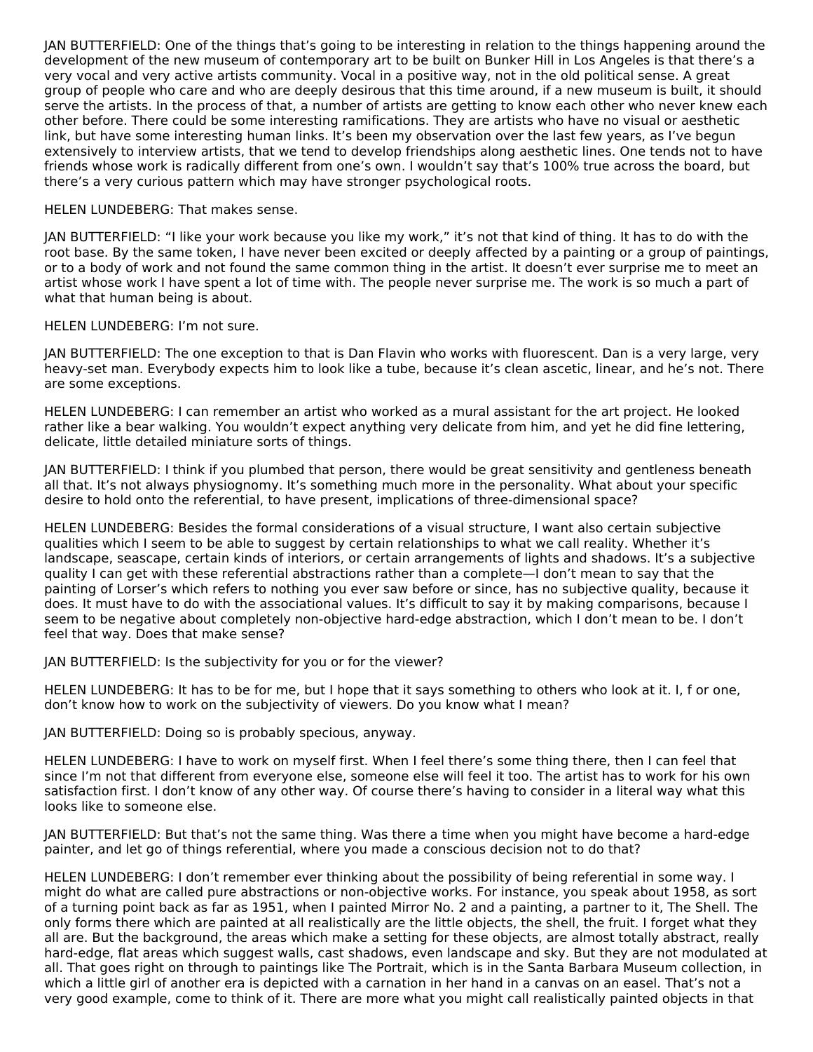JAN BUTTERFIELD: One of the things that's going to be interesting in relation to the things happening around the development of the new museum of contemporary art to be built on Bunker Hill in Los Angeles is that there's a very vocal and very active artists community. Vocal in a positive way, not in the old political sense. A great group of people who care and who are deeply desirous that this time around, if a new museum is built, it should serve the artists. In the process of that, a number of artists are getting to know each other who never knew each other before. There could be some interesting ramifications. They are artists who have no visual or aesthetic link, but have some interesting human links. It's been my observation over the last few years, as I've begun extensively to interview artists, that we tend to develop friendships along aesthetic lines. One tends not to have friends whose work is radically different from one's own. I wouldn't say that's 100% true across the board, but there's a very curious pattern which may have stronger psychological roots.

HELEN LUNDEBERG: That makes sense.

JAN BUTTERFIELD: "I like your work because you like my work," it's not that kind of thing. It has to do with the root base. By the same token, I have never been excited or deeply affected by a painting or a group of paintings, or to a body of work and not found the same common thing in the artist. It doesn't ever surprise me to meet an artist whose work I have spent a lot of time with. The people never surprise me. The work is so much a part of what that human being is about.

HELEN LUNDEBERG: I'm not sure.

JAN BUTTERFIELD: The one exception to that is Dan Flavin who works with fluorescent. Dan is a very large, very heavy-set man. Everybody expects him to look like a tube, because it's clean ascetic, linear, and he's not. There are some exceptions.

HELEN LUNDEBERG: I can remember an artist who worked as a mural assistant for the art project. He looked rather like a bear walking. You wouldn't expect anything very delicate from him, and yet he did fine lettering, delicate, little detailed miniature sorts of things.

JAN BUTTERFIELD: I think if you plumbed that person, there would be great sensitivity and gentleness beneath all that. It's not always physiognomy. It's something much more in the personality. What about your specific desire to hold onto the referential, to have present, implications of three-dimensional space?

HELEN LUNDEBERG: Besides the formal considerations of a visual structure, I want also certain subjective qualities which I seem to be able to suggest by certain relationships to what we call reality. Whether it's landscape, seascape, certain kinds of interiors, or certain arrangements of lights and shadows. It's a subjective quality I can get with these referential abstractions rather than a complete—I don't mean to say that the painting of Lorser's which refers to nothing you ever saw before or since, has no subjective quality, because it does. It must have to do with the associational values. It's difficult to say it by making comparisons, because I seem to be negative about completely non-objective hard-edge abstraction, which I don't mean to be. I don't feel that way. Does that make sense?

JAN BUTTERFIELD: Is the subjectivity for you or for the viewer?

HELEN LUNDEBERG: It has to be for me, but I hope that it says something to others who look at it. I, f or one, don't know how to work on the subjectivity of viewers. Do you know what I mean?

JAN BUTTERFIELD: Doing so is probably specious, anyway.

HELEN LUNDEBERG: I have to work on myself first. When I feel there's some thing there, then I can feel that since I'm not that different from everyone else, someone else will feel it too. The artist has to work for his own satisfaction first. I don't know of any other way. Of course there's having to consider in a literal way what this looks like to someone else.

JAN BUTTERFIELD: But that's not the same thing. Was there a time when you might have become a hard-edge painter, and let go of things referential, where you made a conscious decision not to do that?

HELEN LUNDEBERG: I don't remember ever thinking about the possibility of being referential in some way. I might do what are called pure abstractions or non-objective works. For instance, you speak about 1958, as sort of a turning point back as far as 1951, when I painted Mirror No. 2 and a painting, a partner to it, The Shell. The only forms there which are painted at all realistically are the little objects, the shell, the fruit. I forget what they all are. But the background, the areas which make a setting for these objects, are almost totally abstract, really hard-edge, flat areas which suggest walls, cast shadows, even landscape and sky. But they are not modulated at all. That goes right on through to paintings like The Portrait, which is in the Santa Barbara Museum collection, in which a little girl of another era is depicted with a carnation in her hand in a canvas on an easel. That's not a very good example, come to think of it. There are more what you might call realistically painted objects in that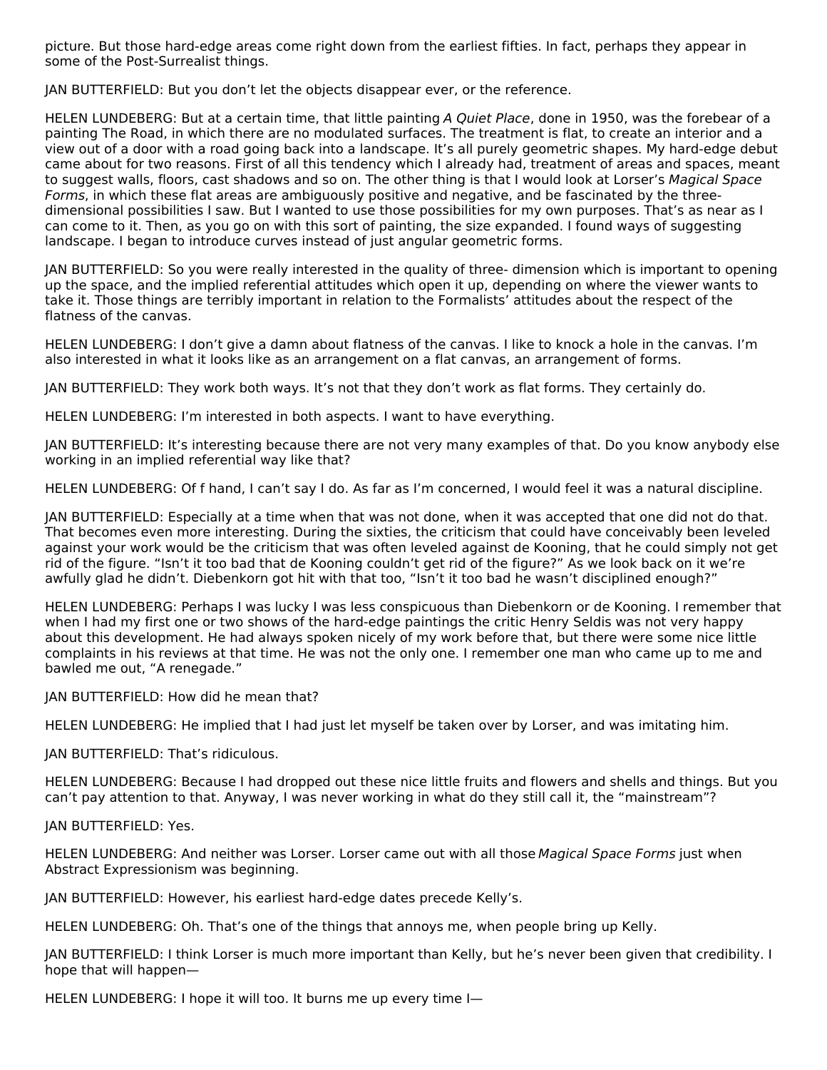picture. But those hard-edge areas come right down from the earliest fifties. In fact, perhaps they appear in some of the Post-Surrealist things.

JAN BUTTERFIELD: But you don't let the objects disappear ever, or the reference.

HELEN LUNDEBERG: But at a certain time, that little painting *A Quiet Place*, done in 1950, was the forebear of a painting The Road, in which there are no modulated surfaces. The treatment is flat, to create an interior and a view out of a door with a road going back into a landscape. It's all purely geometric shapes. My hard-edge debut came about for two reasons. First of all this tendency which I already had, treatment of areas and spaces, meant to suggest walls, floors, cast shadows and so on. The other thing is that I would look at Lorser's *Magical Space Forms*, in which these flat areas are ambiguously positive and negative, and be fascinated by the three-dimensional possibilities I saw. But I wanted to use those possibilities for my own purposes. That's as near as I can come to it. Then, as you go on with this sort of painting, the size expanded. I found ways of suggesting landscape. I began to introduce curves instead of just angular geometric forms.

JAN BUTTERFIELD: So you were really interested in the quality of three- dimension which is important to opening up the space, and the implied referential attitudes which open it up, depending on where the viewer wants to take it. Those things are terribly important in relation to the Formalists' attitudes about the respect of the flatness of the canvas.

HELEN LUNDEBERG: I don't give a damn about flatness of the canvas. I like to knock a hole in the canvas. I'm also interested in what it looks like as an arrangement on a flat canvas, an arrangement of forms.

JAN BUTTERFIELD: They work both ways. It's not that they don't work as flat forms. They certainly do.

HELEN LUNDEBERG: I'm interested in both aspects. I want to have everything.

JAN BUTTERFIELD: It's interesting because there are not very many examples of that. Do you know anybody else working in an implied referential way like that?

HELEN LUNDEBERG: Of f hand, I can't say I do. As far as I'm concerned, I would feel it was a natural discipline.

JAN BUTTERFIELD: Especially at a time when that was not done, when it was accepted that one did not do that. That becomes even more interesting. During the sixties, the criticism that could have conceivably been leveled against your work would be the criticism that was often leveled against de Kooning, that he could simply not get rid of the figure. "Isn't it too bad that de Kooning couldn't get rid of the figure?" As we look back on it we're awfully glad he didn't. Diebenkorn got hit with that too, "Isn't it too bad he wasn't disciplined enough?"

HELEN LUNDEBERG: Perhaps I was lucky I was less conspicuous than Diebenkorn or de Kooning. I remember that when I had my first one or two shows of the hard-edge paintings the critic Henry Seldis was not very happy about this development. He had always spoken nicely of my work before that, but there were some nice little complaints in his reviews at that time. He was not the only one. I remember one man who came up to me and bawled me out, "A renegade."

JAN BUTTERFIELD: How did he mean that?

HELEN LUNDEBERG: He implied that I had just let myself be taken over by Lorser, and was imitating him.

JAN BUTTERFIELD: That's ridiculous.

HELEN LUNDEBERG: Because I had dropped out these nice little fruits and flowers and shells and things. But you can't pay attention to that. Anyway, I was never working in what do they still call it, the "mainstream"?

JAN BUTTERFIELD: Yes.

HELEN LUNDEBERG: And neither was Lorser. Lorser came out with all those *Magical Space Forms* just when Abstract Expressionism was beginning.

JAN BUTTERFIELD: However, his earliest hard-edge dates precede Kelly's.

HELEN LUNDEBERG: Oh. That's one of the things that annoys me, when people bring up Kelly.

JAN BUTTERFIELD: I think Lorser is much more important than Kelly, but he's never been given that credibility. I hope that will happen—

HELEN LUNDEBERG: I hope it will too. It burns me up every time I—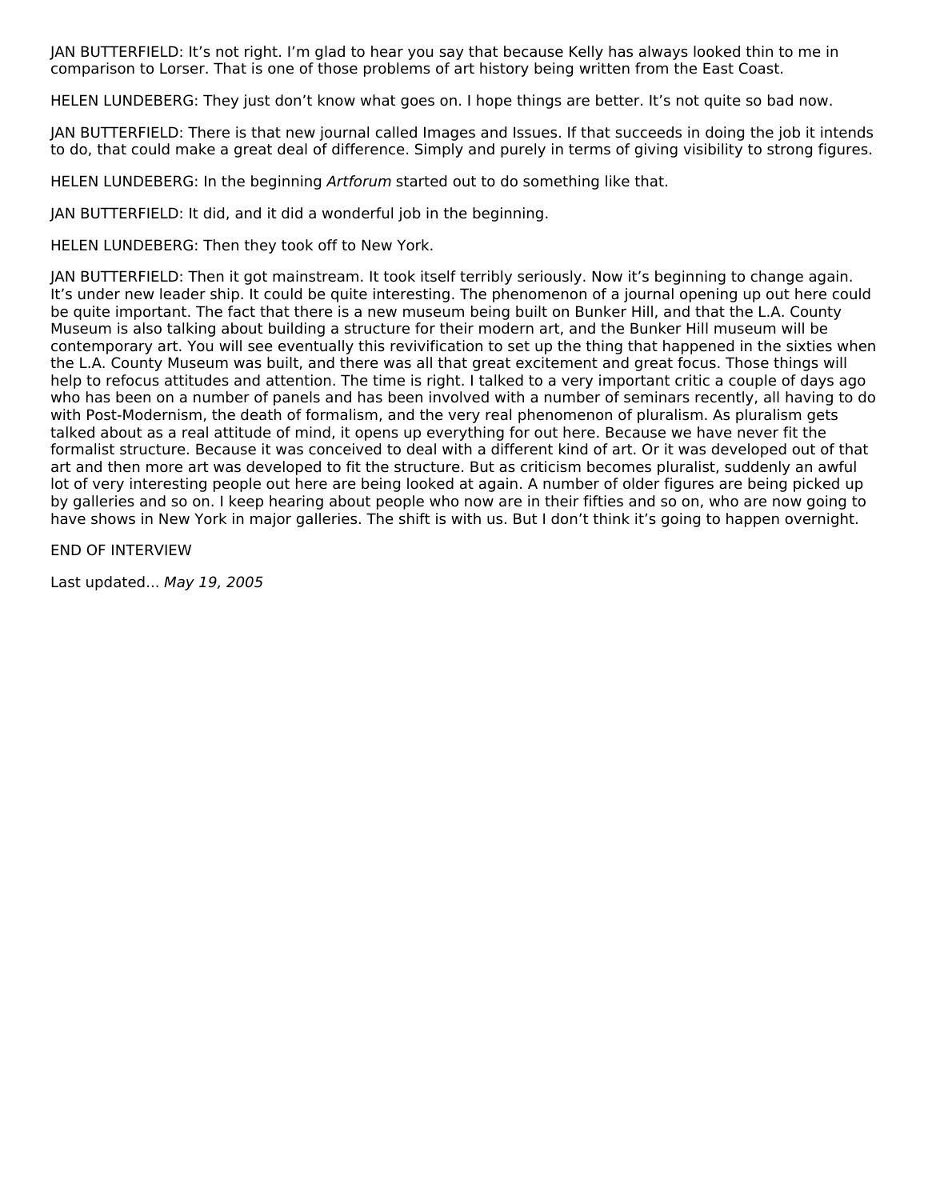JAN BUTTERFIELD: It's not right. I'm glad to hear you say that because Kelly has always looked thin to me in comparison to Lorser. That is one of those problems of art history being written from the East Coast.

HELEN LUNDEBERG: They just don't know what goes on. I hope things are better. It's not quite so bad now.

JAN BUTTERFIELD: There is that new journal called Images and Issues. If that succeeds in doing the job it intends to do, that could make a great deal of difference. Simply and purely in terms of giving visibility to strong figures.

HELEN LUNDEBERG: In the beginning *Artforum* started out to do something like that.

JAN BUTTERFIELD: It did, and it did a wonderful job in the beginning.

HELEN LUNDEBERG: Then they took off to New York.

JAN BUTTERFIELD: Then it got mainstream. It took itself terribly seriously. Now it's beginning to change again. It's under new leader ship. It could be quite interesting. The phenomenon of a journal opening up out here could be quite important. The fact that there is a new museum being built on Bunker Hill, and that the L.A. County Museum is also talking about building a structure for their modern art, and the Bunker Hill museum will be contemporary art. You will see eventually this revivification to set up the thing that happened in the sixties when the L.A. County Museum was built, and there was all that great excitement and great focus. Those things will help to refocus attitudes and attention. The time is right. I talked to a very important critic a couple of days ago who has been on a number of panels and has been involved with a number of seminars recently, all having to do with Post-Modernism, the death of formalism, and the very real phenomenon of pluralism. As pluralism gets talked about as a real attitude of mind, it opens up everything for out here. Because we have never fit the formalist structure. Because it was conceived to deal with a different kind of art. Or it was developed out of that art and then more art was developed to fit the structure. But as criticism becomes pluralist, suddenly an awful lot of very interesting people out here are being looked at again. A number of older figures are being picked up by galleries and so on. I keep hearing about people who now are in their fifties and so on, who are now going to have shows in New York in major galleries. The shift is with us. But I don't think it's going to happen overnight.

END OF INTERVIEW

Last updated... *May 19, 2005*